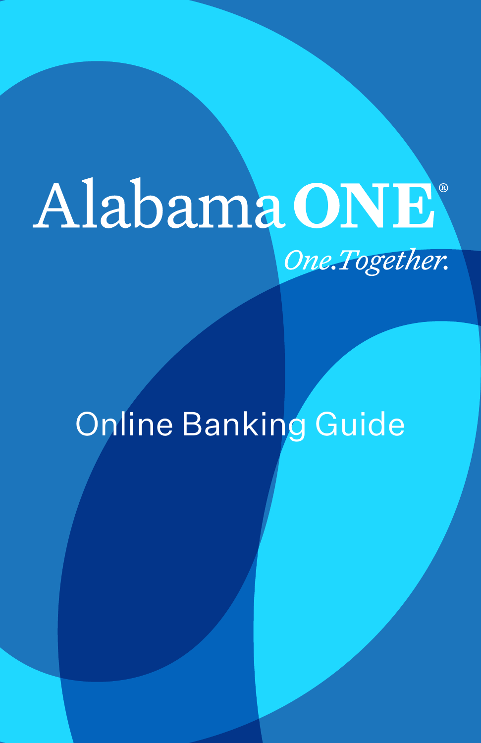# Alabama ONE®

*One.Together.*

## Online Banking Guide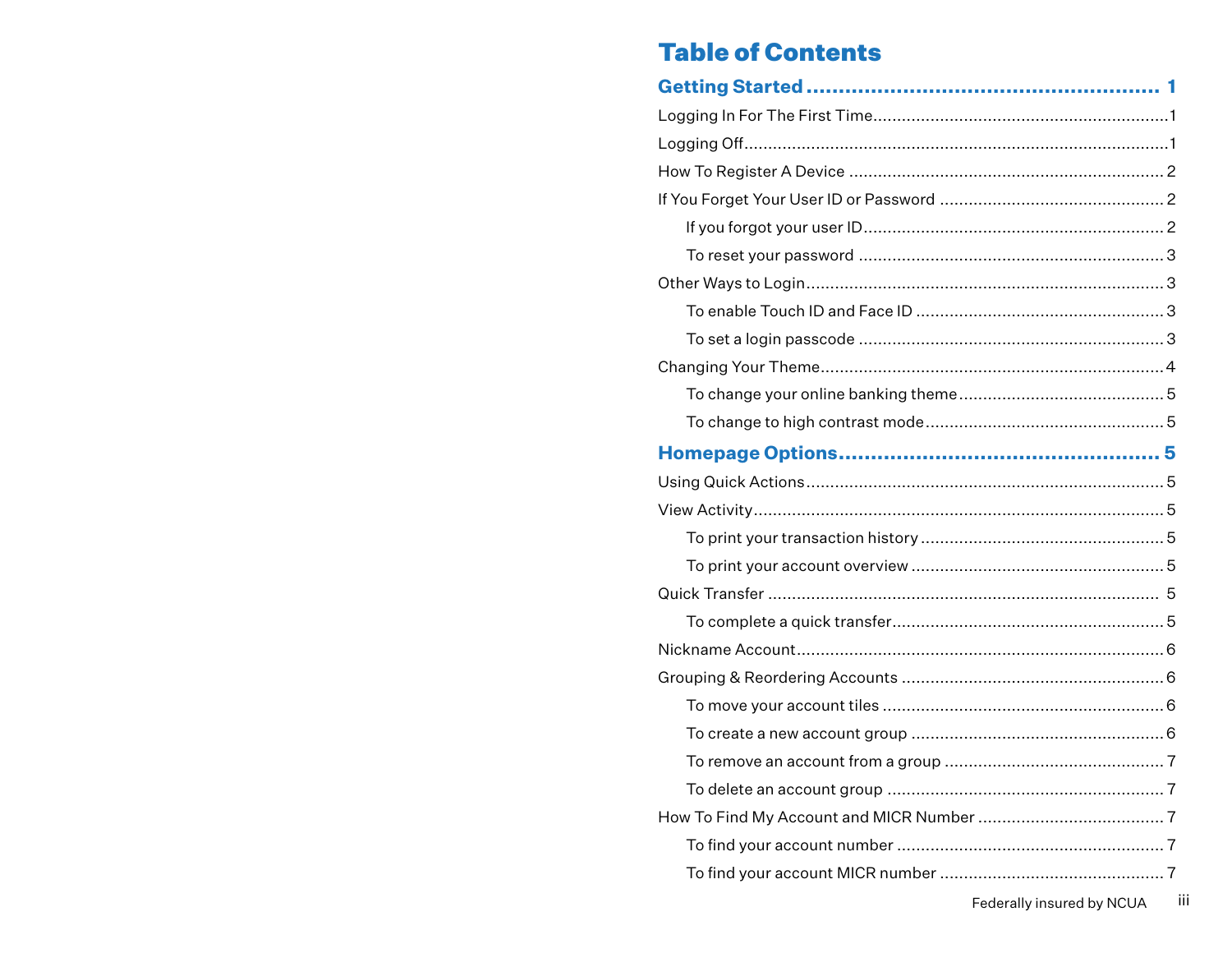# Table of Contents

**Getting Started** .................................................. **1**

Logging In For The First Time ........................................ 1

Logging Off ........................................ 1

How To Register A Device ........................................ 2

If You Forget Your User ID or Password ........................................ 2

- If you forgot your user ID ........................................ 2
- To reset your password ........................................ 3

Other Ways to Login ........................................ 3

- To enable Touch ID and Face ID ........................................ 3
- To set a login passcode ........................................ 3

Changing Your Theme ........................................ 4

- To change your online banking theme ........................................ 5
- To change to high contrast mode ........................................ 5

**Homepage Options** .................................................. **5**

Using Quick Actions ........................................ 5

View Activity ........................................ 5

- To print your transaction history ........................................ 5
- To print your account overview ........................................ 5

Quick Transfer ........................................ 5

- To complete a quick transfer ........................................ 5

Nickname Account ........................................ 6

Grouping & Reordering Accounts ........................................ 6

- To move your account tiles ........................................ 6
- To create a new account group ........................................ 6
- To remove an account from a group ........................................ 7
- To delete an account group ........................................ 7

How To Find My Account and MICR Number ........................................ 7

- To find your account number ........................................ 7
- To find your account MICR number ........................................ 7

Federally insured by NCUA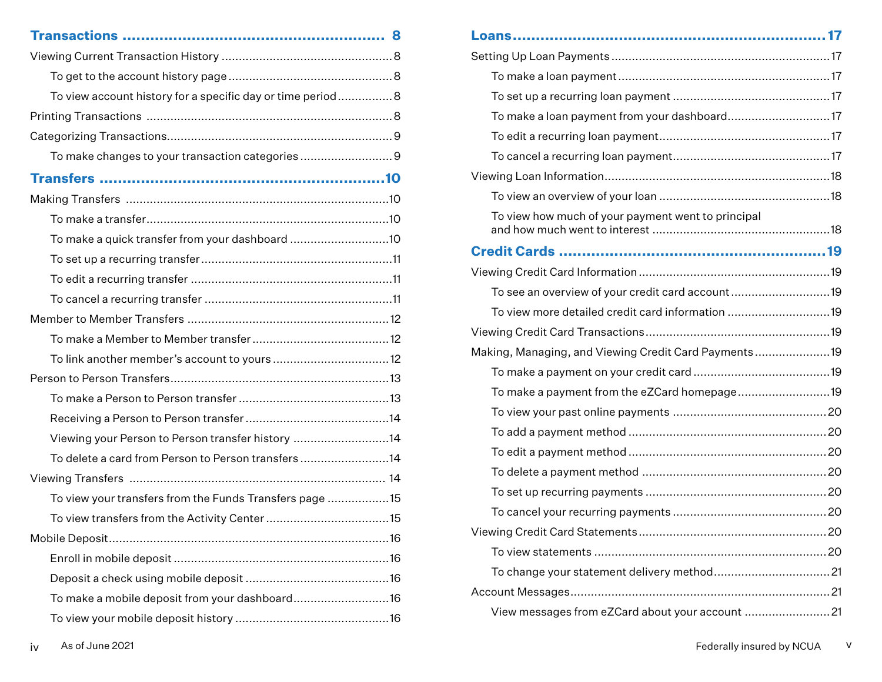**Transactions** ........ 8

Viewing Current Transaction History ........ 8

- To get to the account history page ........ 8
- To view account history for a specific day or time period ........ 8

Printing Transactions ........ 8

Categorizing Transactions ........ 9

- To make changes to your transaction categories ........ 9

**Transfers** ........ 10

Making Transfers ........ 10

- To make a transfer ........ 10
- To make a quick transfer from your dashboard ........ 10
- To set up a recurring transfer ........ 11
- To edit a recurring transfer ........ 11
- To cancel a recurring transfer ........ 11

Member to Member Transfers ........ 12

- To make a Member to Member transfer ........ 12
- To link another member's account to yours ........ 12

Person to Person Transfers ........ 13

- To make a Person to Person transfer ........ 13
- Receiving a Person to Person transfer ........ 14
- Viewing your Person to Person transfer history ........ 14
- To delete a card from Person to Person transfers ........ 14

Viewing Transfers ........ 14

- To view your transfers from the Funds Transfers page ........ 15
- To view transfers from the Activity Center ........ 15

Mobile Deposit ........ 16

- Enroll in mobile deposit ........ 16
- Deposit a check using mobile deposit ........ 16
- To make a mobile deposit from your dashboard ........ 16
- To view your mobile deposit history ........ 16

**Loans** ........ 17

Setting Up Loan Payments ........ 17

- To make a loan payment ........ 17
- To set up a recurring loan payment ........ 17
- To make a loan payment from your dashboard ........ 17
- To edit a recurring loan payment ........ 17
- To cancel a recurring loan payment ........ 17

Viewing Loan Information ........ 18

- To view an overview of your loan ........ 18
- To view how much of your payment went to principal and how much went to interest ........ 18

**Credit Cards** ........ 19

Viewing Credit Card Information ........ 19

- To see an overview of your credit card account ........ 19
- To view more detailed credit card information ........ 19

Viewing Credit Card Transactions ........ 19

Making, Managing, and Viewing Credit Card Payments ........ 19

- To make a payment on your credit card ........ 19
- To make a payment from the eZCard homepage ........ 19
- To view your past online payments ........ 20
- To add a payment method ........ 20
- To edit a payment method ........ 20
- To delete a payment method ........ 20
- To set up recurring payments ........ 20
- To cancel your recurring payments ........ 20

Viewing Credit Card Statements ........ 20

- To view statements ........ 20
- To change your statement delivery method ........ 21

Account Messages ........ 21

- View messages from eZCard about your account ........ 21

As of June 2021

Federally insured by NCUA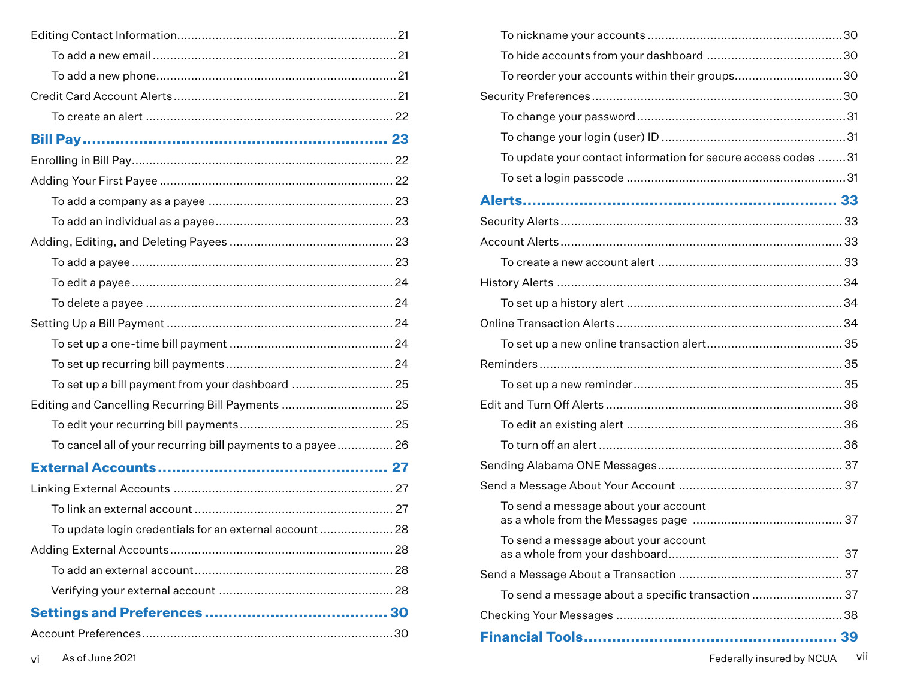Editing Contact Information 21

- To add a new email 21
- To add a new phone 21

Credit Card Account Alerts 21

- To create an alert 22

## Bill Pay 23

Enrolling in Bill Pay 22

Adding Your First Payee 22

- To add a company as a payee 23
- To add an individual as a payee 23

Adding, Editing, and Deleting Payees 23

- To add a payee 23
- To edit a payee 24
- To delete a payee 24

Setting Up a Bill Payment 24

- To set up a one-time bill payment 24
- To set up recurring bill payments 24
- To set up a bill payment from your dashboard 25

Editing and Cancelling Recurring Bill Payments 25

- To edit your recurring bill payments 25
- To cancel all of your recurring bill payments to a payee 26

## External Accounts 27

Linking External Accounts 27

- To link an external account 27
- To update login credentials for an external account 28

Adding External Accounts 28

- To add an external account 28
- Verifying your external account 28

## Settings and Preferences 30

Account Preferences 30

- To nickname your accounts 30
- To hide accounts from your dashboard 30
- To reorder your accounts within their groups 30

Security Preferences 30

- To change your password 31
- To change your login (user) ID 31
- To update your contact information for secure access codes 31
- To set a login passcode 31

## Alerts 33

Security Alerts 33

Account Alerts 33

- To create a new account alert 33

History Alerts 34

- To set up a history alert 34

Online Transaction Alerts 34

- To set up a new online transaction alert 35

Reminders 35

- To set up a new reminder 35

Edit and Turn Off Alerts 36

- To edit an existing alert 36
- To turn off an alert 36

Sending Alabama ONE Messages 37

Send a Message About Your Account 37

- To send a message about your account as a whole from the Messages page 37
- To send a message about your account as a whole from your dashboard 37

Send a Message About a Transaction 37

- To send a message about a specific transaction 37

Checking Your Messages 38

## Financial Tools 39

As of June 2021

Federally insured by NCUA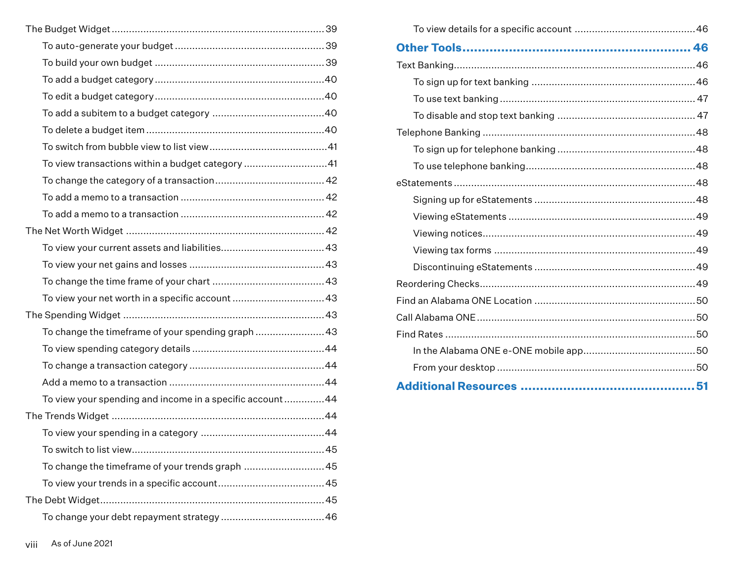The Budget Widget ........................................................................ 39

- To auto-generate your budget .................................................. 39
- To build your own budget ........................................................ 39
- To add a budget category ........................................................ 40
- To edit a budget category ........................................................ 40
- To add a subitem to a budget category ...................................... 40
- To delete a budget item ............................................................ 40
- To switch from bubble view to list view ........................................ 41
- To view transactions within a budget category ............................ 41
- To change the category of a transaction ..................................... 42
- To add a memo to a transaction ................................................. 42
- To add a memo to a transaction ................................................. 42

The Net Worth Widget ................................................................... 42

- To view your current assets and liabilities.................................... 43
- To view your net gains and losses .............................................. 43
- To change the time frame of your chart ....................................... 43
- To view your net worth in a specific account ................................ 43

The Spending Widget ..................................................................... 43

- To change the timeframe of your spending graph ........................ 43
- To view spending category details ............................................. 44
- To change a transaction category .............................................. 44
- Add a memo to a transaction ..................................................... 44
- To view your spending and income in a specific account ............. 44

The Trends Widget ........................................................................ 44

- To view your spending in a category ........................................... 44
- To switch to list view.................................................................. 45
- To change the timeframe of your trends graph ............................ 45
- To view your trends in a specific account .................................... 45

The Debt Widget............................................................................. 45

- To change your debt repayment strategy .................................... 46
- To view details for a specific account ......................................... 46

## Other Tools ........................................................ 46

Text Banking.................................................................................. 46

- To sign up for text banking ........................................................ 46
- To use text banking ................................................................... 47
- To disable and stop text banking ............................................... 47

Telephone Banking ........................................................................ 48

- To sign up for telephone banking ............................................... 48
- To use telephone banking.......................................................... 48

eStatements .................................................................................. 48

- Signing up for eStatements ....................................................... 48
- Viewing eStatements ................................................................ 49
- Viewing notices......................................................................... 49
- Viewing tax forms ..................................................................... 49
- Discontinuing eStatements ....................................................... 49

Reordering Checks......................................................................... 49

Find an Alabama ONE Location ....................................................... 50

Call Alabama ONE .......................................................................... 50

Find Rates ..................................................................................... 50

- In the Alabama ONE e-ONE mobile app....................................... 50
- From your desktop .................................................................... 50

## Additional Resources ............................................ 51

As of June 2021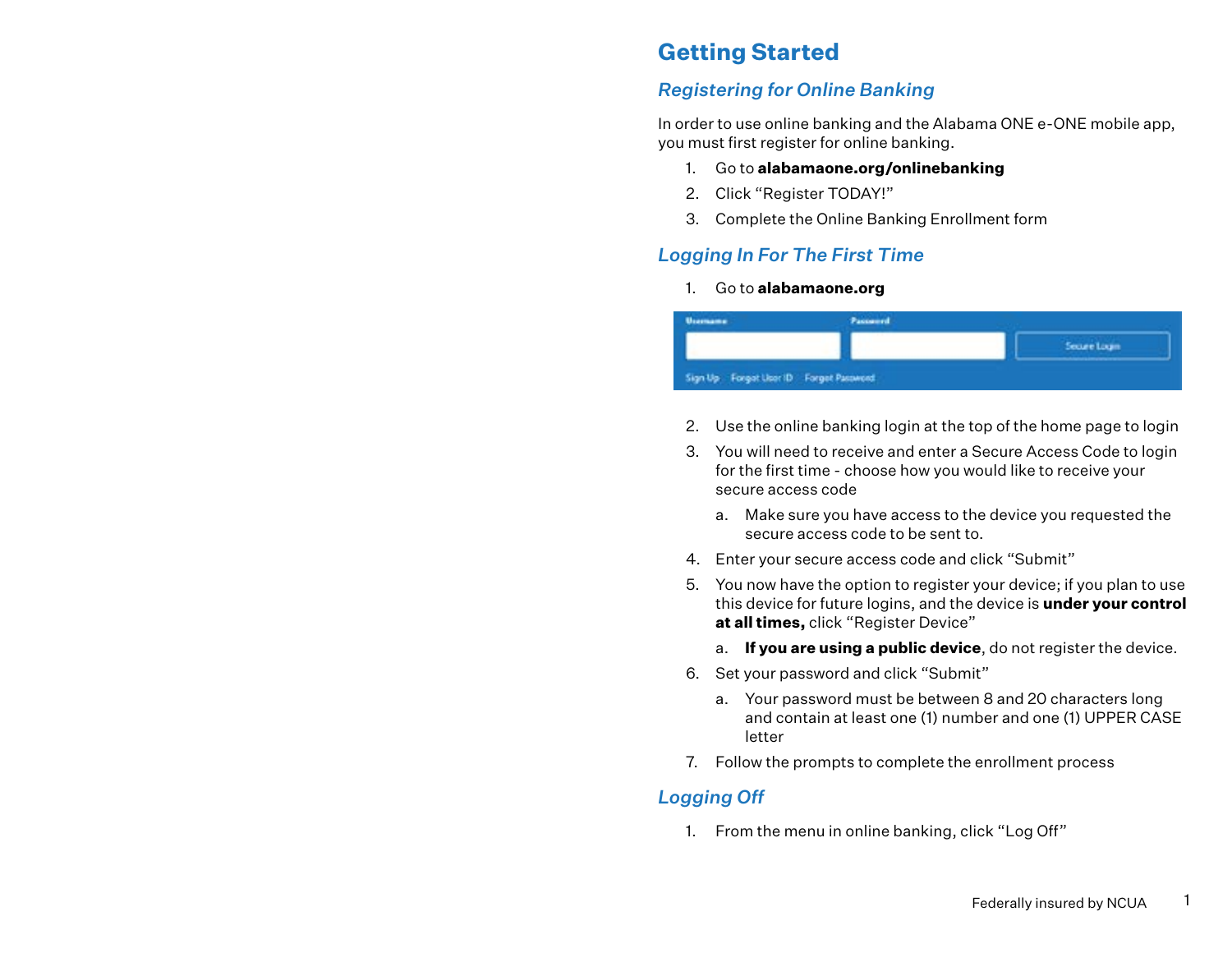# Getting Started

## *Registering for Online Banking*

In order to use online banking and the Alabama ONE e-ONE mobile app, you must first register for online banking.

1. Go to **alabamaone.org/onlinebanking**
2. Click "Register TODAY!"
3. Complete the Online Banking Enrollment form

## *Logging In For The First Time*

1. Go to **alabamaone.org**

2. Use the online banking login at the top of the home page to login
3. You will need to receive and enter a Secure Access Code to login for the first time - choose how you would like to receive your secure access code
   a. Make sure you have access to the device you requested the secure access code to be sent to.
4. Enter your secure access code and click "Submit"
5. You now have the option to register your device; if you plan to use this device for future logins, and the device is **under your control at all times,** click "Register Device"
   a. **If you are using a public device**, do not register the device.
6. Set your password and click "Submit"
   a. Your password must be between 8 and 20 characters long and contain at least one (1) number and one (1) UPPER CASE letter
7. Follow the prompts to complete the enrollment process

## *Logging Off*

1. From the menu in online banking, click "Log Off"

Federally insured by NCUA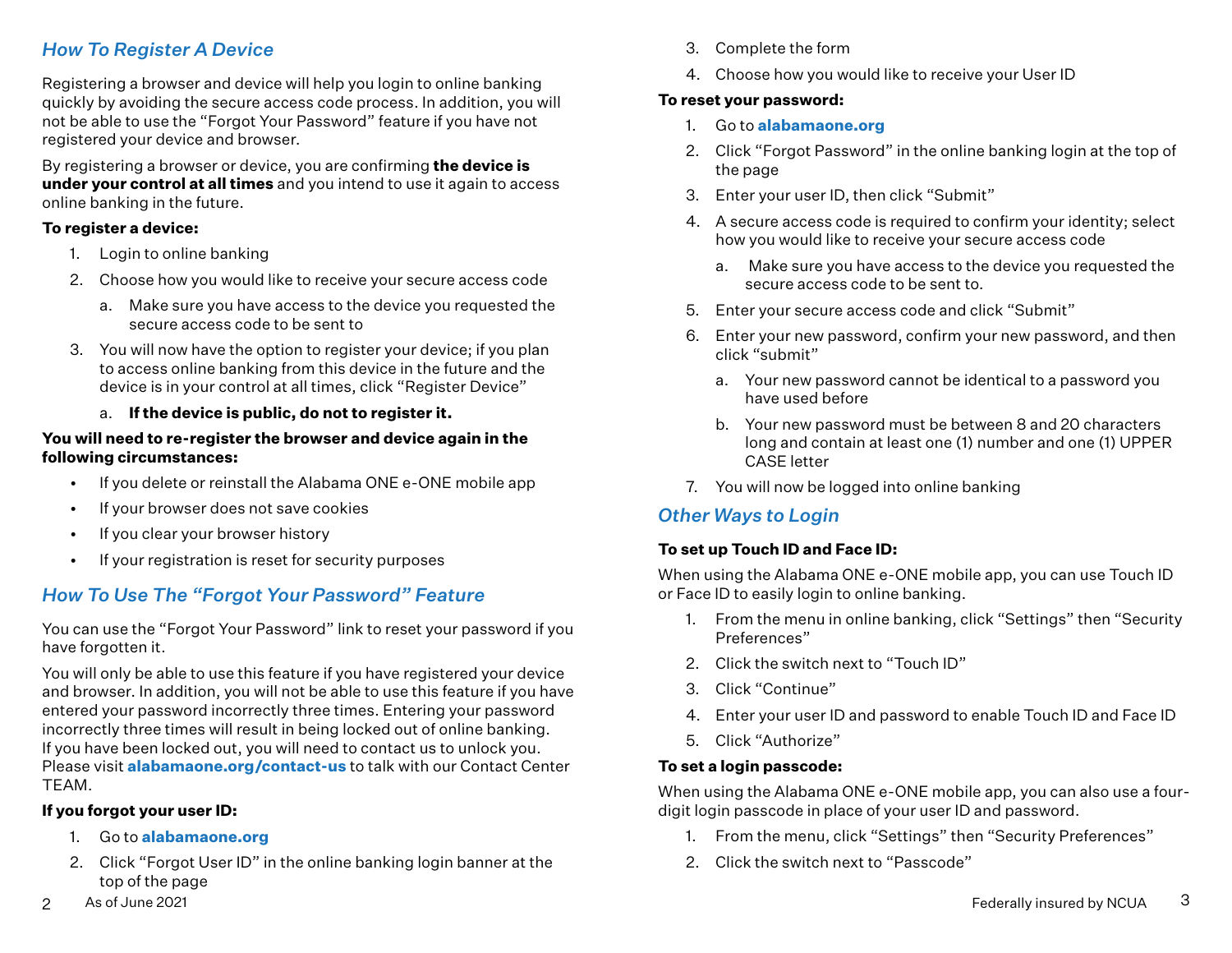## *How To Register A Device*

Registering a browser and device will help you login to online banking quickly by avoiding the secure access code process. In addition, you will not be able to use the "Forgot Your Password" feature if you have not registered your device and browser.

By registering a browser or device, you are confirming **the device is under your control at all times** and you intend to use it again to access online banking in the future.

**To register a device:**

1. Login to online banking
2. Choose how you would like to receive your secure access code
   a. Make sure you have access to the device you requested the secure access code to be sent to
3. You will now have the option to register your device; if you plan to access online banking from this device in the future and the device is in your control at all times, click "Register Device"
   a. **If the device is public, do not to register it.**

**You will need to re-register the browser and device again in the following circumstances:**

- If you delete or reinstall the Alabama ONE e-ONE mobile app
- If your browser does not save cookies
- If you clear your browser history
- If your registration is reset for security purposes

## *How To Use The "Forgot Your Password" Feature*

You can use the "Forgot Your Password" link to reset your password if you have forgotten it.

You will only be able to use this feature if you have registered your device and browser. In addition, you will not be able to use this feature if you have entered your password incorrectly three times. Entering your password incorrectly three times will result in being locked out of online banking. If you have been locked out, you will need to contact us to unlock you. Please visit **alabamaone.org/contact-us** to talk with our Contact Center TEAM.

**If you forgot your user ID:**

1. Go to **alabamaone.org**
2. Click "Forgot User ID" in the online banking login banner at the top of the page
3. Complete the form
4. Choose how you would like to receive your User ID

**To reset your password:**

1. Go to **alabamaone.org**
2. Click "Forgot Password" in the online banking login at the top of the page
3. Enter your user ID, then click "Submit"
4. A secure access code is required to confirm your identity; select how you would like to receive your secure access code
   a. Make sure you have access to the device you requested the secure access code to be sent to.
5. Enter your secure access code and click "Submit"
6. Enter your new password, confirm your new password, and then click "submit"
   a. Your new password cannot be identical to a password you have used before
   b. Your new password must be between 8 and 20 characters long and contain at least one (1) number and one (1) UPPER CASE letter
7. You will now be logged into online banking

## *Other Ways to Login*

**To set up Touch ID and Face ID:**

When using the Alabama ONE e-ONE mobile app, you can use Touch ID or Face ID to easily login to online banking.

1. From the menu in online banking, click "Settings" then "Security Preferences"
2. Click the switch next to "Touch ID"
3. Click "Continue"
4. Enter your user ID and password to enable Touch ID and Face ID
5. Click "Authorize"

**To set a login passcode:**

When using the Alabama ONE e-ONE mobile app, you can also use a four-digit login passcode in place of your user ID and password.

1. From the menu, click "Settings" then "Security Preferences"
2. Click the switch next to "Passcode"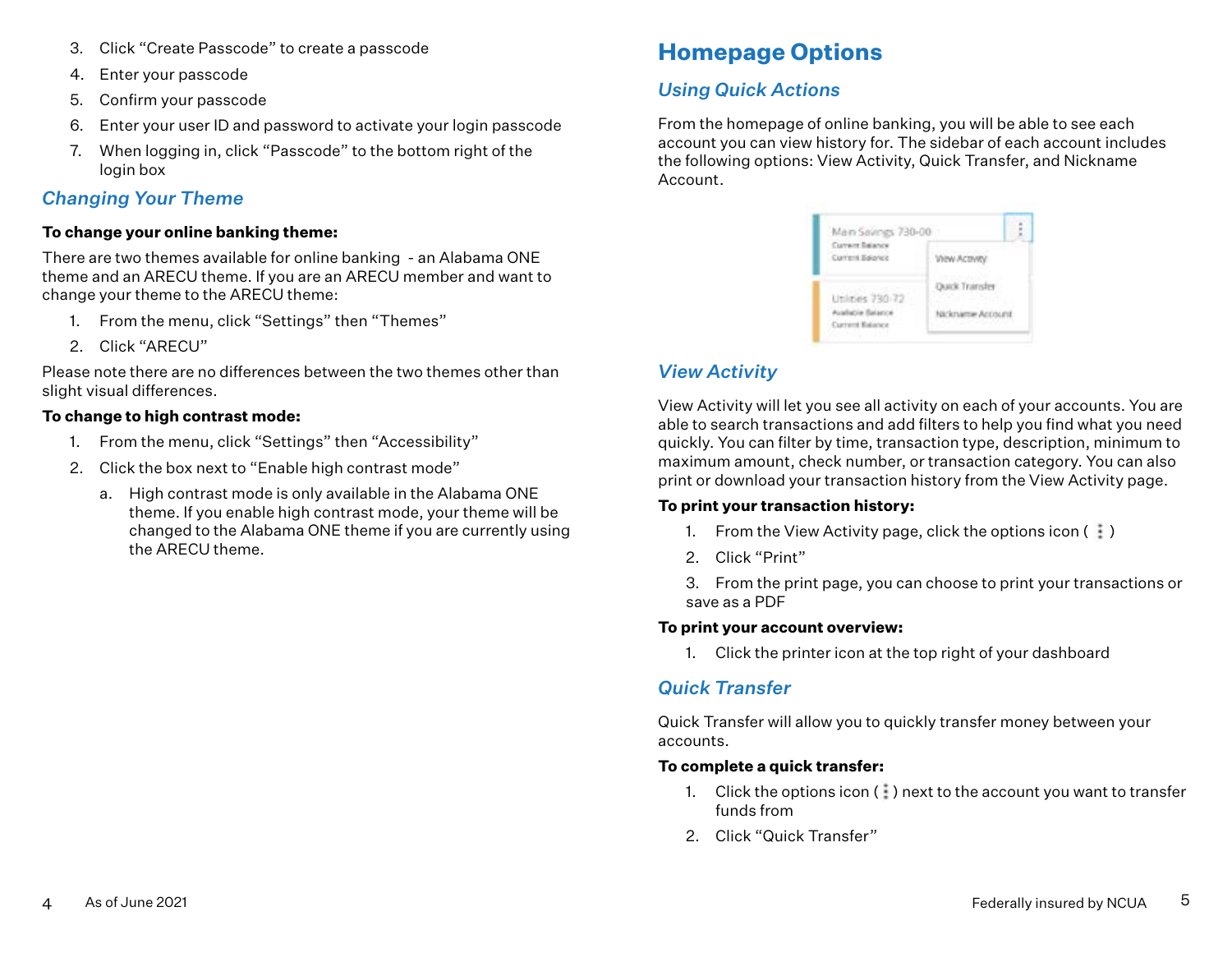3. Click “Create Passcode” to create a passcode
4. Enter your passcode
5. Confirm your passcode
6. Enter your user ID and password to activate your login passcode
7. When logging in, click “Passcode” to the bottom right of the login box

### *Changing Your Theme*

**To change your online banking theme:**

There are two themes available for online banking - an Alabama ONE theme and an ARECU theme. If you are an ARECU member and want to change your theme to the ARECU theme:

1. From the menu, click “Settings” then “Themes”
2. Click “ARECU”

Please note there are no differences between the two themes other than slight visual differences.

**To change to high contrast mode:**

1. From the menu, click “Settings” then “Accessibility”
2. Click the box next to “Enable high contrast mode”
    a. High contrast mode is only available in the Alabama ONE theme. If you enable high contrast mode, your theme will be changed to the Alabama ONE theme if you are currently using the ARECU theme.

## Homepage Options

### *Using Quick Actions*

From the homepage of online banking, you will be able to see each account you can view history for. The sidebar of each account includes the following options: View Activity, Quick Transfer, and Nickname Account.

### *View Activity*

View Activity will let you see all activity on each of your accounts. You are able to search transactions and add filters to help you find what you need quickly. You can filter by time, transaction type, description, minimum to maximum amount, check number, or transaction category. You can also print or download your transaction history from the View Activity page.

**To print your transaction history:**

1. From the View Activity page, click the options icon ( ⋮ )
2. Click “Print”
3. From the print page, you can choose to print your transactions or save as a PDF

**To print your account overview:**

1. Click the printer icon at the top right of your dashboard

### *Quick Transfer*

Quick Transfer will allow you to quickly transfer money between your accounts.

**To complete a quick transfer:**

1. Click the options icon ( ⋮ ) next to the account you want to transfer funds from
2. Click “Quick Transfer”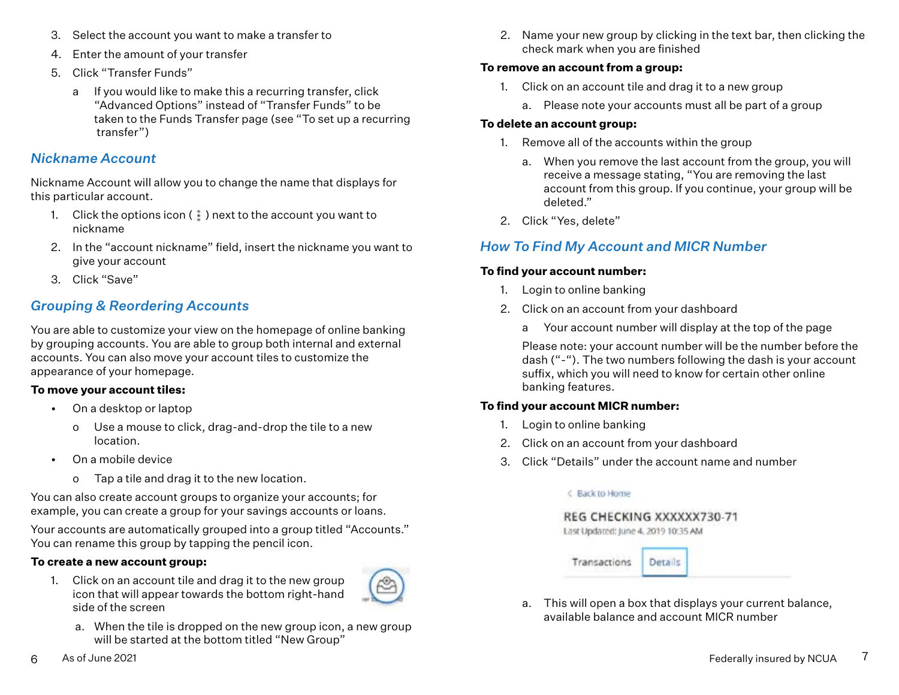3. Select the account you want to make a transfer to
4. Enter the amount of your transfer
5. Click "Transfer Funds"
   a. If you would like to make this a recurring transfer, click "Advanced Options" instead of "Transfer Funds" to be taken to the Funds Transfer page (see "To set up a recurring transfer")

## *Nickname Account*

Nickname Account will allow you to change the name that displays for this particular account.

1. Click the options icon ( ⋮ ) next to the account you want to nickname
2. In the "account nickname" field, insert the nickname you want to give your account
3. Click "Save"

## *Grouping & Reordering Accounts*

You are able to customize your view on the homepage of online banking by grouping accounts. You are able to group both internal and external accounts. You can also move your account tiles to customize the appearance of your homepage.

**To move your account tiles:**

- On a desktop or laptop
  - Use a mouse to click, drag-and-drop the tile to a new location.
- On a mobile device
  - Tap a tile and drag it to the new location.

You can also create account groups to organize your accounts; for example, you can create a group for your savings accounts or loans.

Your accounts are automatically grouped into a group titled "Accounts." You can rename this group by tapping the pencil icon.

**To create a new account group:**

1. Click on an account tile and drag it to the new group icon that will appear towards the bottom right-hand side of the screen
   a. When the tile is dropped on the new group icon, a new group will be started at the bottom titled "New Group"
2. Name your new group by clicking in the text bar, then clicking the check mark when you are finished

**To remove an account from a group:**

1. Click on an account tile and drag it to a new group
   a. Please note your accounts must all be part of a group

**To delete an account group:**

1. Remove all of the accounts within the group
   a. When you remove the last account from the group, you will receive a message stating, "You are removing the last account from this group. If you continue, your group will be deleted."
2. Click "Yes, delete"

## *How To Find My Account and MICR Number*

**To find your account number:**

1. Login to online banking
2. Click on an account from your dashboard
   a. Your account number will display at the top of the page

   Please note: your account number will be the number before the dash ("-"). The two numbers following the dash is your account suffix, which you will need to know for certain other online banking features.

**To find your account MICR number:**

1. Login to online banking
2. Click on an account from your dashboard
3. Click "Details" under the account name and number

   < Back to Home

   REG CHECKING XXXXXX730-71
   Last Updated: June 4, 2019 10:35 AM

   Transactions | Details

   a. This will open a box that displays your current balance, available balance and account MICR number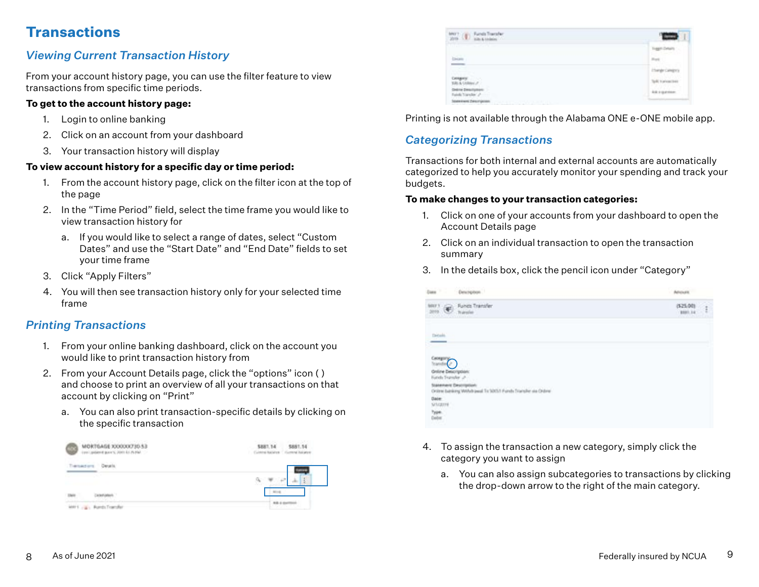# Transactions

## Viewing Current Transaction History

From your account history page, you can use the filter feature to view transactions from specific time periods.

**To get to the account history page:**

1. Login to online banking
2. Click on an account from your dashboard
3. Your transaction history will display

**To view account history for a specific day or time period:**

1. From the account history page, click on the filter icon at the top of the page
2. In the “Time Period” field, select the time frame you would like to view transaction history for
   a. If you would like to select a range of dates, select “Custom Dates” and use the “Start Date” and “End Date” fields to set your time frame
3. Click “Apply Filters”
4. You will then see transaction history only for your selected time frame

## Printing Transactions

1. From your online banking dashboard, click on the account you would like to print transaction history from
2. From your Account Details page, click the “options” icon ( ) and choose to print an overview of all your transactions on that account by clicking on “Print”
   a. You can also print transaction-specific details by clicking on the specific transaction

Printing is not available through the Alabama ONE e-ONE mobile app.

## Categorizing Transactions

Transactions for both internal and external accounts are automatically categorized to help you accurately monitor your spending and track your budgets.

**To make changes to your transaction categories:**

1. Click on one of your accounts from your dashboard to open the Account Details page
2. Click on an individual transaction to open the transaction summary
3. In the details box, click the pencil icon under “Category”
4. To assign the transaction a new category, simply click the category you want to assign
   a. You can also assign subcategories to transactions by clicking the drop-down arrow to the right of the main category.

As of June 2021

Federally insured by NCUA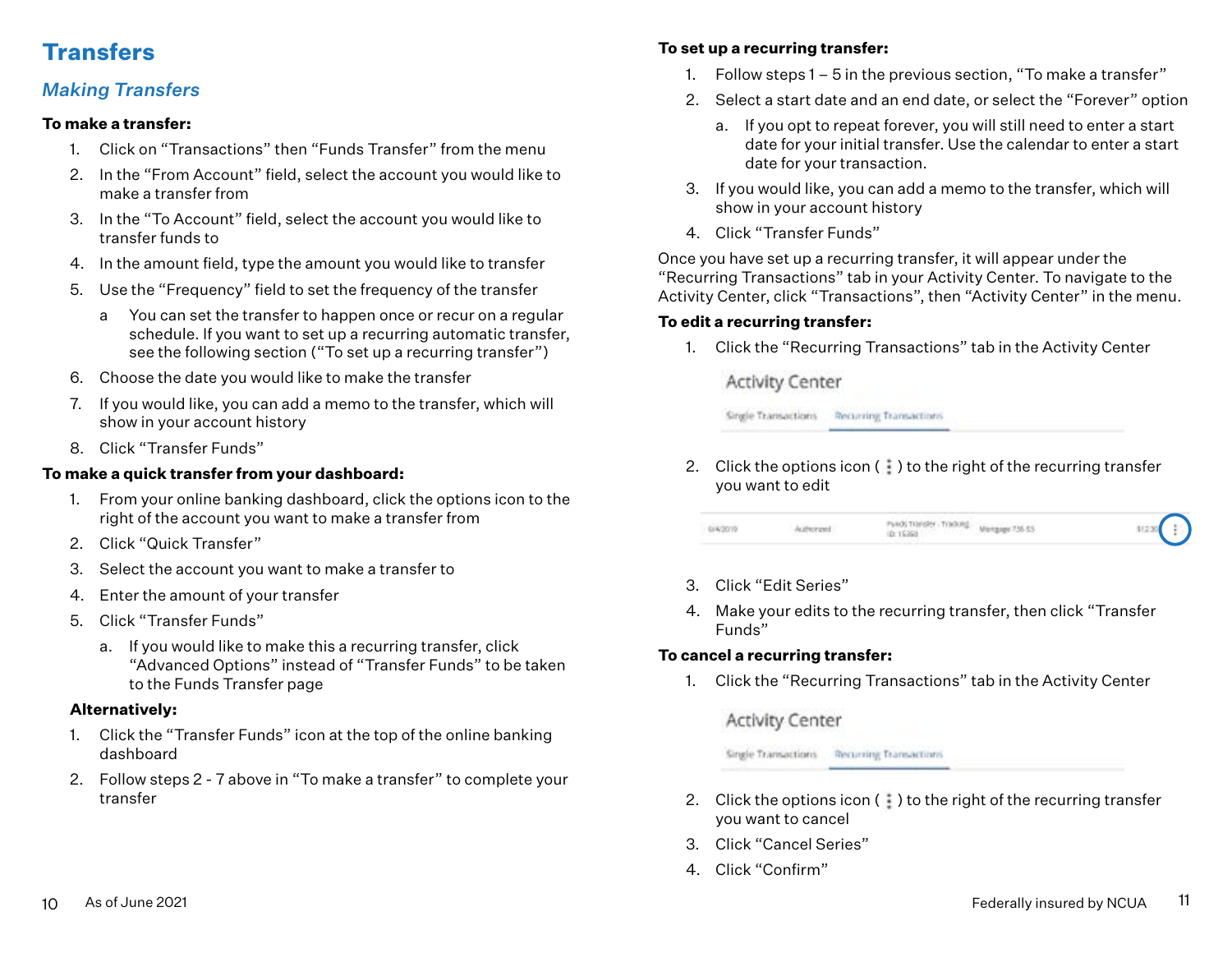# Transfers

## *Making Transfers*

**To make a transfer:**

1. Click on "Transactions" then "Funds Transfer" from the menu
2. In the "From Account" field, select the account you would like to make a transfer from
3. In the "To Account" field, select the account you would like to transfer funds to
4. In the amount field, type the amount you would like to transfer
5. Use the "Frequency" field to set the frequency of the transfer
   a. You can set the transfer to happen once or recur on a regular schedule. If you want to set up a recurring automatic transfer, see the following section ("To set up a recurring transfer")
6. Choose the date you would like to make the transfer
7. If you would like, you can add a memo to the transfer, which will show in your account history
8. Click "Transfer Funds"

**To make a quick transfer from your dashboard:**

1. From your online banking dashboard, click the options icon to the right of the account you want to make a transfer from
2. Click "Quick Transfer"
3. Select the account you want to make a transfer to
4. Enter the amount of your transfer
5. Click "Transfer Funds"
   a. If you would like to make this a recurring transfer, click "Advanced Options" instead of "Transfer Funds" to be taken to the Funds Transfer page

**Alternatively:**

1. Click the "Transfer Funds" icon at the top of the online banking dashboard
2. Follow steps 2 - 7 above in "To make a transfer" to complete your transfer

**To set up a recurring transfer:**

1. Follow steps 1 – 5 in the previous section, "To make a transfer"
2. Select a start date and an end date, or select the "Forever" option
   a. If you opt to repeat forever, you will still need to enter a start date for your initial transfer. Use the calendar to enter a start date for your transaction.
3. If you would like, you can add a memo to the transfer, which will show in your account history
4. Click "Transfer Funds"

Once you have set up a recurring transfer, it will appear under the "Recurring Transactions" tab in your Activity Center. To navigate to the Activity Center, click "Transactions", then "Activity Center" in the menu.

**To edit a recurring transfer:**

1. Click the "Recurring Transactions" tab in the Activity Center
2. Click the options icon ( ⋮ ) to the right of the recurring transfer you want to edit
3. Click "Edit Series"
4. Make your edits to the recurring transfer, then click "Transfer Funds"

**To cancel a recurring transfer:**

1. Click the "Recurring Transactions" tab in the Activity Center
2. Click the options icon ( ⋮ ) to the right of the recurring transfer you want to cancel
3. Click "Cancel Series"
4. Click "Confirm"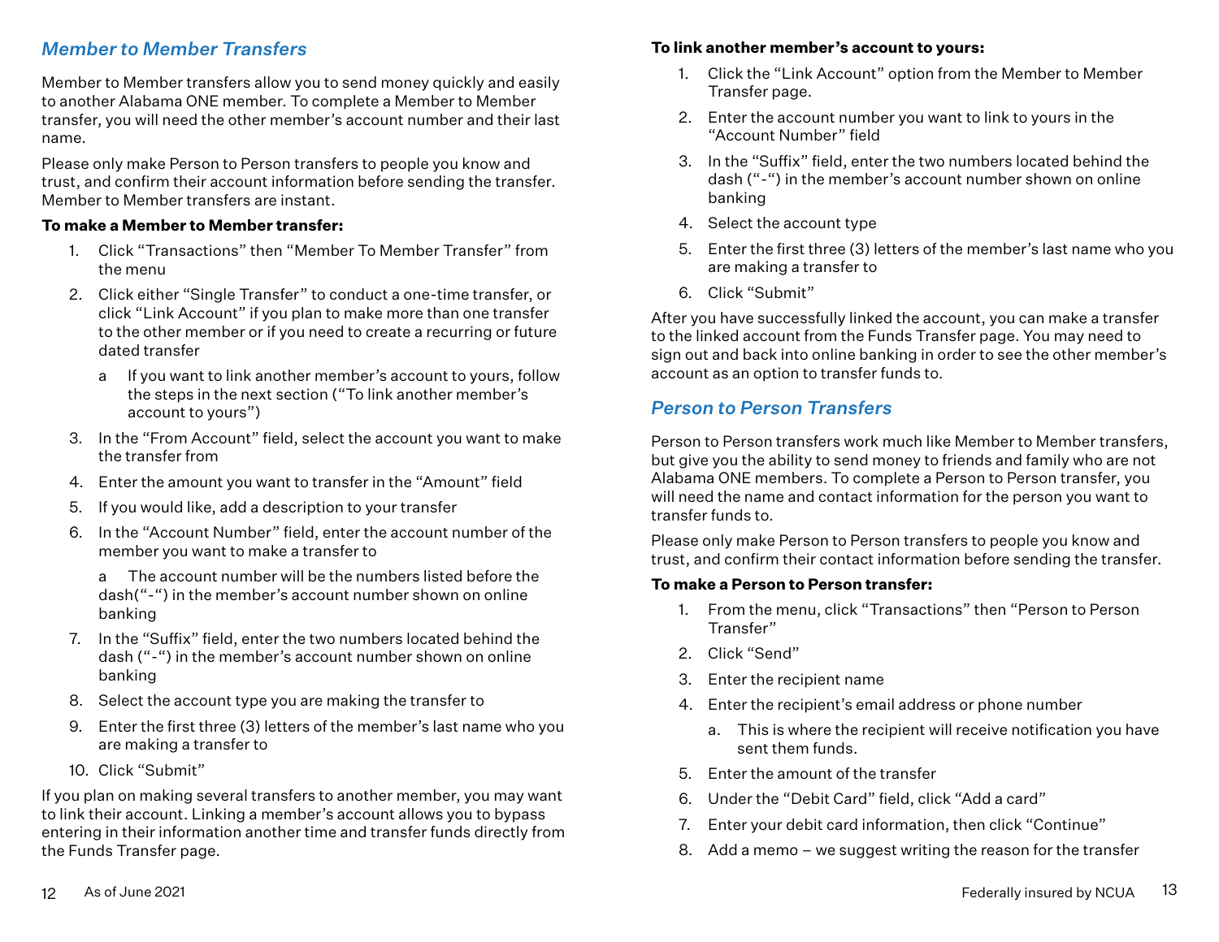## *Member to Member Transfers*

Member to Member transfers allow you to send money quickly and easily to another Alabama ONE member. To complete a Member to Member transfer, you will need the other member's account number and their last name.

Please only make Person to Person transfers to people you know and trust, and confirm their account information before sending the transfer. Member to Member transfers are instant.

**To make a Member to Member transfer:**

1. Click "Transactions" then "Member To Member Transfer" from the menu
2. Click either "Single Transfer" to conduct a one-time transfer, or click "Link Account" if you plan to make more than one transfer to the other member or if you need to create a recurring or future dated transfer
   a. If you want to link another member's account to yours, follow the steps in the next section ("To link another member's account to yours")
3. In the "From Account" field, select the account you want to make the transfer from
4. Enter the amount you want to transfer in the "Amount" field
5. If you would like, add a description to your transfer
6. In the "Account Number" field, enter the account number of the member you want to make a transfer to
   a. The account number will be the numbers listed before the dash("-") in the member's account number shown on online banking
7. In the "Suffix" field, enter the two numbers located behind the dash ("-") in the member's account number shown on online banking
8. Select the account type you are making the transfer to
9. Enter the first three (3) letters of the member's last name who you are making a transfer to
10. Click "Submit"

If you plan on making several transfers to another member, you may want to link their account. Linking a member's account allows you to bypass entering in their information another time and transfer funds directly from the Funds Transfer page.

**To link another member's account to yours:**

1. Click the "Link Account" option from the Member to Member Transfer page.
2. Enter the account number you want to link to yours in the "Account Number" field
3. In the "Suffix" field, enter the two numbers located behind the dash ("-") in the member's account number shown on online banking
4. Select the account type
5. Enter the first three (3) letters of the member's last name who you are making a transfer to
6. Click "Submit"

After you have successfully linked the account, you can make a transfer to the linked account from the Funds Transfer page. You may need to sign out and back into online banking in order to see the other member's account as an option to transfer funds to.

## *Person to Person Transfers*

Person to Person transfers work much like Member to Member transfers, but give you the ability to send money to friends and family who are not Alabama ONE members. To complete a Person to Person transfer, you will need the name and contact information for the person you want to transfer funds to.

Please only make Person to Person transfers to people you know and trust, and confirm their contact information before sending the transfer.

**To make a Person to Person transfer:**

1. From the menu, click "Transactions" then "Person to Person Transfer"
2. Click "Send"
3. Enter the recipient name
4. Enter the recipient's email address or phone number
   a. This is where the recipient will receive notification you have sent them funds.
5. Enter the amount of the transfer
6. Under the "Debit Card" field, click "Add a card"
7. Enter your debit card information, then click "Continue"
8. Add a memo – we suggest writing the reason for the transfer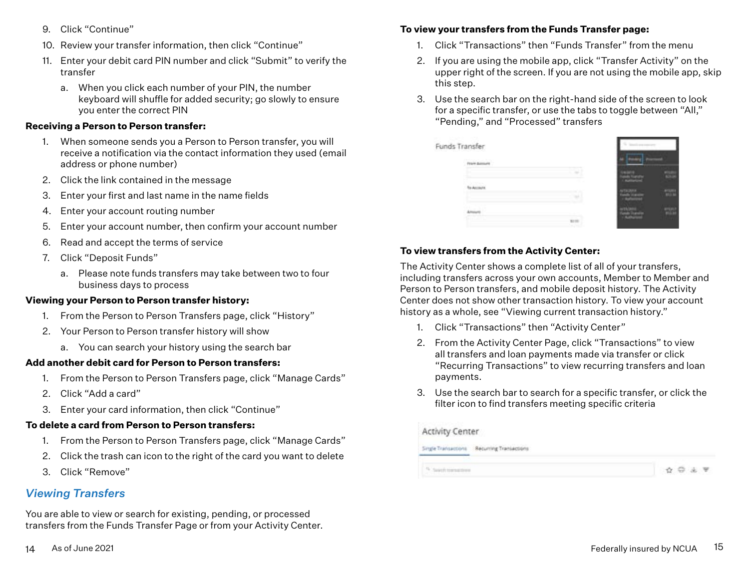9. Click “Continue”
10. Review your transfer information, then click “Continue”
11. Enter your debit card PIN number and click “Submit” to verify the transfer
    a. When you click each number of your PIN, the number keyboard will shuffle for added security; go slowly to ensure you enter the correct PIN

**Receiving a Person to Person transfer:**

1. When someone sends you a Person to Person transfer, you will receive a notification via the contact information they used (email address or phone number)
2. Click the link contained in the message
3. Enter your first and last name in the name fields
4. Enter your account routing number
5. Enter your account number, then confirm your account number
6. Read and accept the terms of service
7. Click “Deposit Funds”
    a. Please note funds transfers may take between two to four business days to process

**Viewing your Person to Person transfer history:**

1. From the Person to Person Transfers page, click “History”
2. Your Person to Person transfer history will show
    a. You can search your history using the search bar

**Add another debit card for Person to Person transfers:**

1. From the Person to Person Transfers page, click “Manage Cards”
2. Click “Add a card”
3. Enter your card information, then click “Continue”

**To delete a card from Person to Person transfers:**

1. From the Person to Person Transfers page, click “Manage Cards”
2. Click the trash can icon to the right of the card you want to delete
3. Click “Remove”

## *Viewing Transfers*

You are able to view or search for existing, pending, or processed transfers from the Funds Transfer Page or from your Activity Center.

**To view your transfers from the Funds Transfer page:**

1. Click “Transactions” then “Funds Transfer” from the menu
2. If you are using the mobile app, click “Transfer Activity” on the upper right of the screen. If you are not using the mobile app, skip this step.
3. Use the search bar on the right-hand side of the screen to look for a specific transfer, or use the tabs to toggle between “All,” “Pending,” and “Processed” transfers

**To view transfers from the Activity Center:**

The Activity Center shows a complete list of all of your transfers, including transfers across your own accounts, Member to Member and Person to Person transfers, and mobile deposit history. The Activity Center does not show other transaction history. To view your account history as a whole, see “Viewing current transaction history.”

1. Click “Transactions” then “Activity Center”
2. From the Activity Center Page, click “Transactions” to view all transfers and loan payments made via transfer or click “Recurring Transactions” to view recurring transfers and loan payments.
3. Use the search bar to search for a specific transfer, or click the filter icon to find transfers meeting specific criteria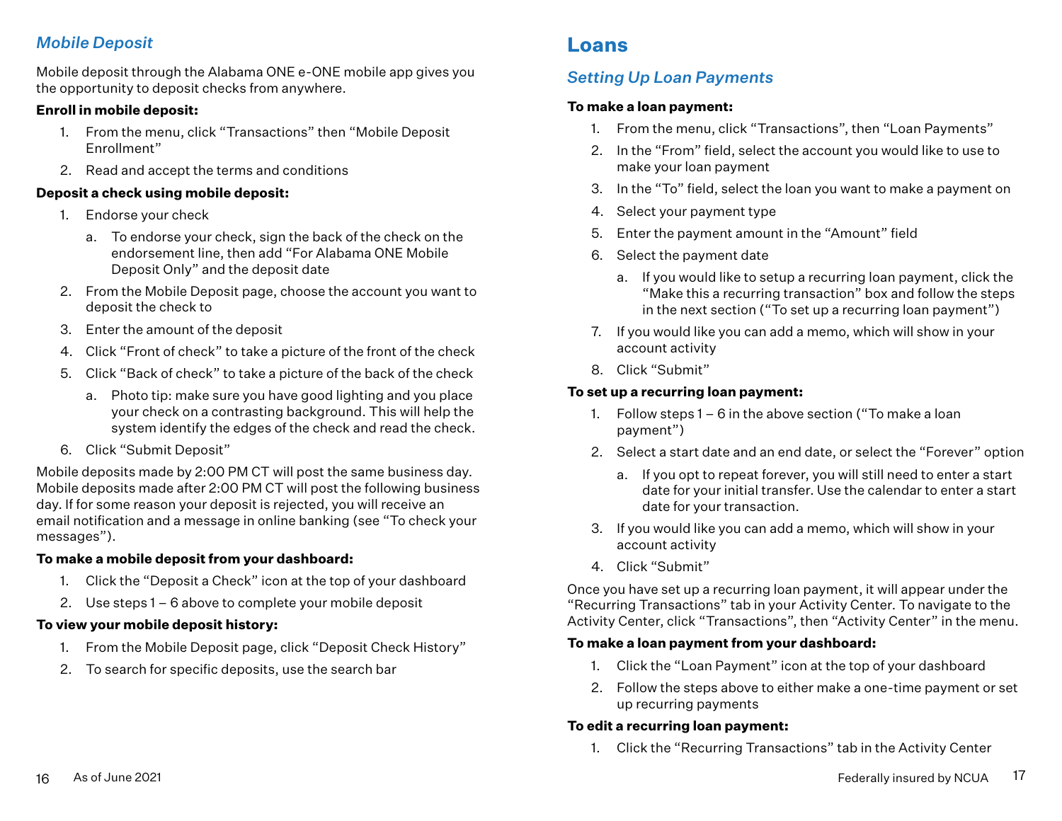### *Mobile Deposit*

Mobile deposit through the Alabama ONE e-ONE mobile app gives you the opportunity to deposit checks from anywhere.

**Enroll in mobile deposit:**

1. From the menu, click “Transactions” then “Mobile Deposit Enrollment”
2. Read and accept the terms and conditions

**Deposit a check using mobile deposit:**

1. Endorse your check
   a. To endorse your check, sign the back of the check on the endorsement line, then add “For Alabama ONE Mobile Deposit Only” and the deposit date
2. From the Mobile Deposit page, choose the account you want to deposit the check to
3. Enter the amount of the deposit
4. Click “Front of check” to take a picture of the front of the check
5. Click “Back of check” to take a picture of the back of the check
   a. Photo tip: make sure you have good lighting and you place your check on a contrasting background. This will help the system identify the edges of the check and read the check.
6. Click “Submit Deposit”

Mobile deposits made by 2:00 PM CT will post the same business day. Mobile deposits made after 2:00 PM CT will post the following business day. If for some reason your deposit is rejected, you will receive an email notification and a message in online banking (see “To check your messages”).

**To make a mobile deposit from your dashboard:**

1. Click the “Deposit a Check” icon at the top of your dashboard
2. Use steps 1 – 6 above to complete your mobile deposit

**To view your mobile deposit history:**

1. From the Mobile Deposit page, click “Deposit Check History”
2. To search for specific deposits, use the search bar

## Loans

### *Setting Up Loan Payments*

**To make a loan payment:**

1. From the menu, click “Transactions”, then “Loan Payments”
2. In the “From” field, select the account you would like to use to make your loan payment
3. In the “To” field, select the loan you want to make a payment on
4. Select your payment type
5. Enter the payment amount in the “Amount” field
6. Select the payment date
   a. If you would like to setup a recurring loan payment, click the “Make this a recurring transaction” box and follow the steps in the next section (“To set up a recurring loan payment”)
7. If you would like you can add a memo, which will show in your account activity
8. Click “Submit”

**To set up a recurring loan payment:**

1. Follow steps 1 – 6 in the above section (“To make a loan payment”)
2. Select a start date and an end date, or select the “Forever” option
   a. If you opt to repeat forever, you will still need to enter a start date for your initial transfer. Use the calendar to enter a start date for your transaction.
3. If you would like you can add a memo, which will show in your account activity
4. Click “Submit”

Once you have set up a recurring loan payment, it will appear under the “Recurring Transactions” tab in your Activity Center. To navigate to the Activity Center, click “Transactions”, then “Activity Center” in the menu.

**To make a loan payment from your dashboard:**

1. Click the “Loan Payment” icon at the top of your dashboard
2. Follow the steps above to either make a one-time payment or set up recurring payments

**To edit a recurring loan payment:**

1. Click the “Recurring Transactions” tab in the Activity Center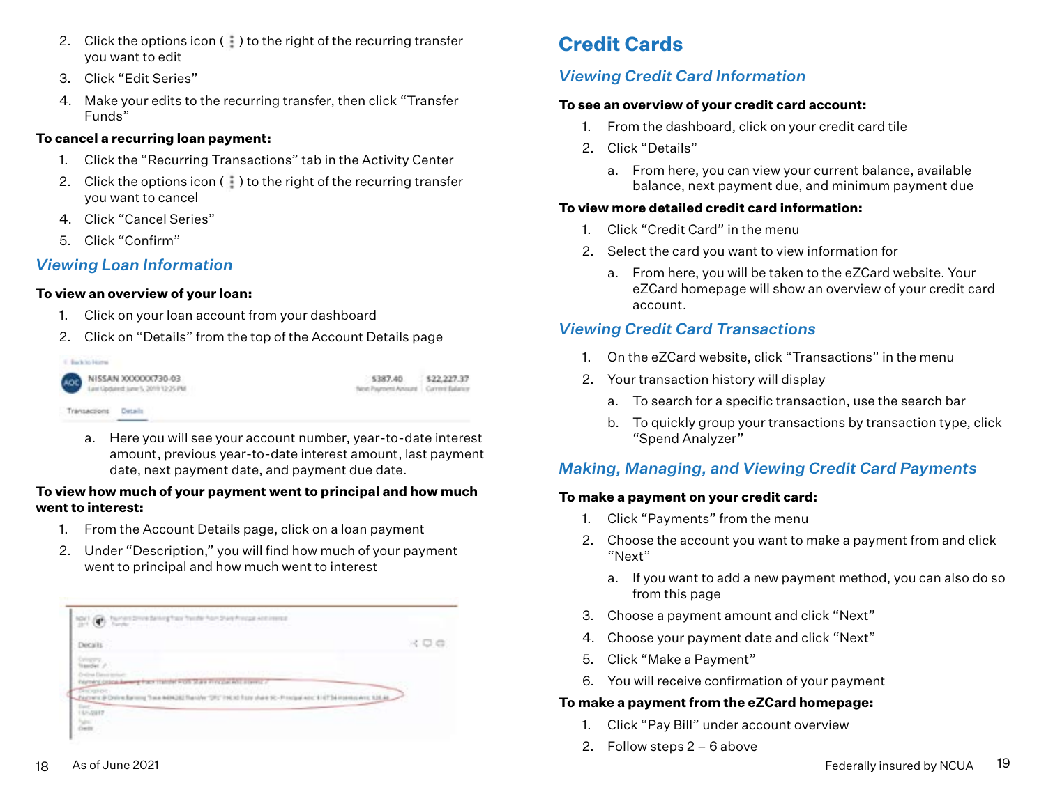2. Click the options icon ( ⋮ ) to the right of the recurring transfer you want to edit
3. Click "Edit Series"
4. Make your edits to the recurring transfer, then click "Transfer Funds"

**To cancel a recurring loan payment:**

1. Click the "Recurring Transactions" tab in the Activity Center
2. Click the options icon ( ⋮ ) to the right of the recurring transfer you want to cancel
4. Click "Cancel Series"
5. Click "Confirm"

### *Viewing Loan Information*

**To view an overview of your loan:**

1. Click on your loan account from your dashboard
2. Click on "Details" from the top of the Account Details page

   a. Here you will see your account number, year-to-date interest amount, previous year-to-date interest amount, last payment date, next payment date, and payment due date.

**To view how much of your payment went to principal and how much went to interest:**

1. From the Account Details page, click on a loan payment
2. Under "Description," you will find how much of your payment went to principal and how much went to interest

## Credit Cards

### *Viewing Credit Card Information*

**To see an overview of your credit card account:**

1. From the dashboard, click on your credit card tile
2. Click "Details"

   a. From here, you can view your current balance, available balance, next payment due, and minimum payment due

**To view more detailed credit card information:**

1. Click "Credit Card" in the menu
2. Select the card you want to view information for

   a. From here, you will be taken to the eZCard website. Your eZCard homepage will show an overview of your credit card account.

### *Viewing Credit Card Transactions*

1. On the eZCard website, click "Transactions" in the menu
2. Your transaction history will display

   a. To search for a specific transaction, use the search bar

   b. To quickly group your transactions by transaction type, click "Spend Analyzer"

### *Making, Managing, and Viewing Credit Card Payments*

**To make a payment on your credit card:**

1. Click "Payments" from the menu
2. Choose the account you want to make a payment from and click "Next"

   a. If you want to add a new payment method, you can also do so from this page

3. Choose a payment amount and click "Next"
4. Choose your payment date and click "Next"
5. Click "Make a Payment"
6. You will receive confirmation of your payment

**To make a payment from the eZCard homepage:**

1. Click "Pay Bill" under account overview
2. Follow steps 2 – 6 above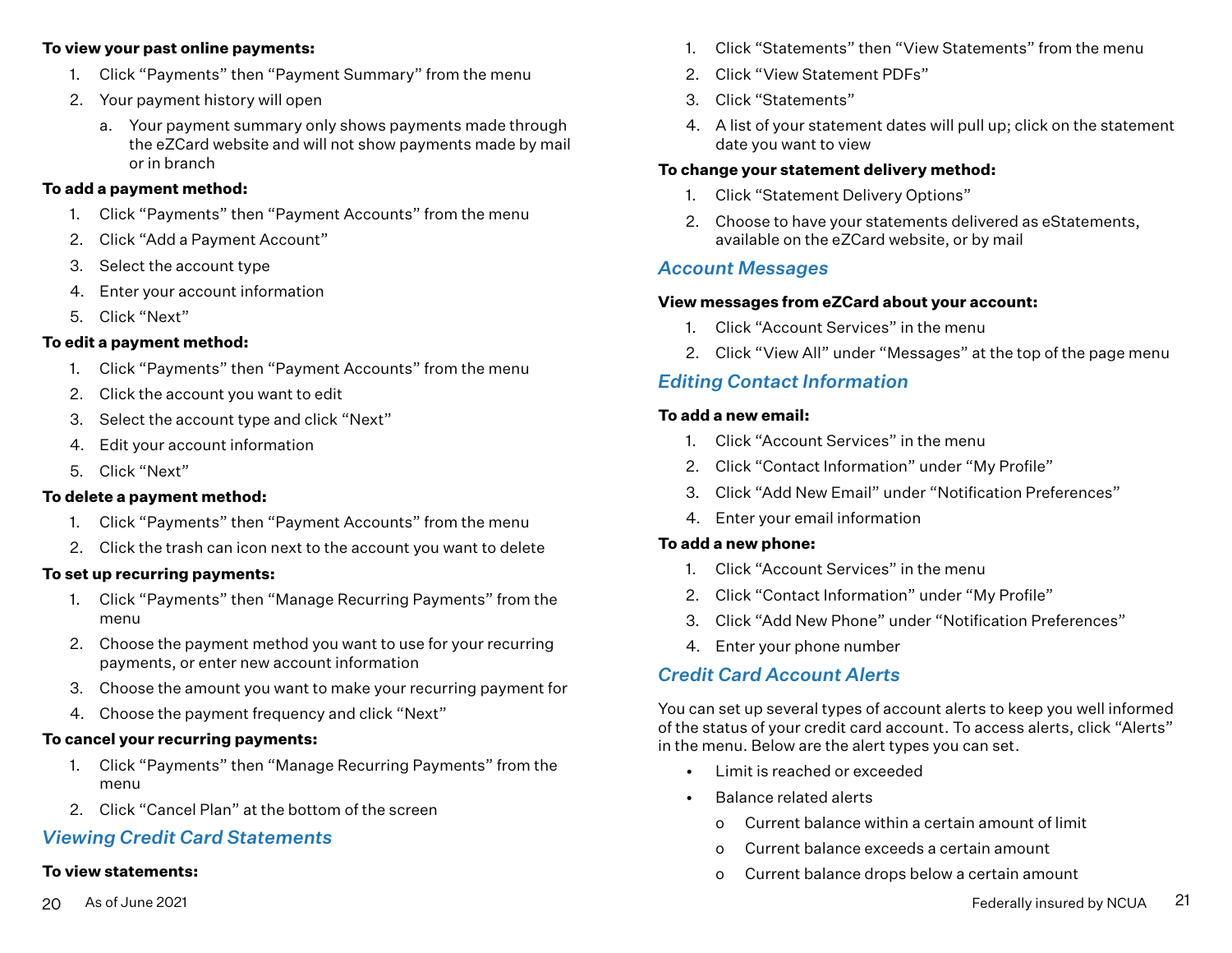**To view your past online payments:**

1. Click “Payments” then “Payment Summary” from the menu
2. Your payment history will open
   a. Your payment summary only shows payments made through the eZCard website and will not show payments made by mail or in branch

**To add a payment method:**

1. Click “Payments” then “Payment Accounts” from the menu
2. Click “Add a Payment Account”
3. Select the account type
4. Enter your account information
5. Click “Next”

**To edit a payment method:**

1. Click “Payments” then “Payment Accounts” from the menu
2. Click the account you want to edit
3. Select the account type and click “Next”
4. Edit your account information
5. Click “Next”

**To delete a payment method:**

1. Click “Payments” then “Payment Accounts” from the menu
2. Click the trash can icon next to the account you want to delete

**To set up recurring payments:**

1. Click “Payments” then “Manage Recurring Payments” from the menu
2. Choose the payment method you want to use for your recurring payments, or enter new account information
3. Choose the amount you want to make your recurring payment for
4. Choose the payment frequency and click “Next”

**To cancel your recurring payments:**

1. Click “Payments” then “Manage Recurring Payments” from the menu
2. Click “Cancel Plan” at the bottom of the screen

## *Viewing Credit Card Statements*

**To view statements:**

1. Click “Statements” then “View Statements” from the menu
2. Click “View Statement PDFs”
3. Click “Statements”
4. A list of your statement dates will pull up; click on the statement date you want to view

**To change your statement delivery method:**

1. Click “Statement Delivery Options”
2. Choose to have your statements delivered as eStatements, available on the eZCard website, or by mail

## *Account Messages*

**View messages from eZCard about your account:**

1. Click “Account Services” in the menu
2. Click “View All” under “Messages” at the top of the page menu

## *Editing Contact Information*

**To add a new email:**

1. Click “Account Services” in the menu
2. Click “Contact Information” under “My Profile”
3. Click “Add New Email” under “Notification Preferences”
4. Enter your email information

**To add a new phone:**

1. Click “Account Services” in the menu
2. Click “Contact Information” under “My Profile”
3. Click “Add New Phone” under “Notification Preferences”
4. Enter your phone number

## *Credit Card Account Alerts*

You can set up several types of account alerts to keep you well informed of the status of your credit card account. To access alerts, click “Alerts” in the menu. Below are the alert types you can set.

- Limit is reached or exceeded
- Balance related alerts
  - Current balance within a certain amount of limit
  - Current balance exceeds a certain amount
  - Current balance drops below a certain amount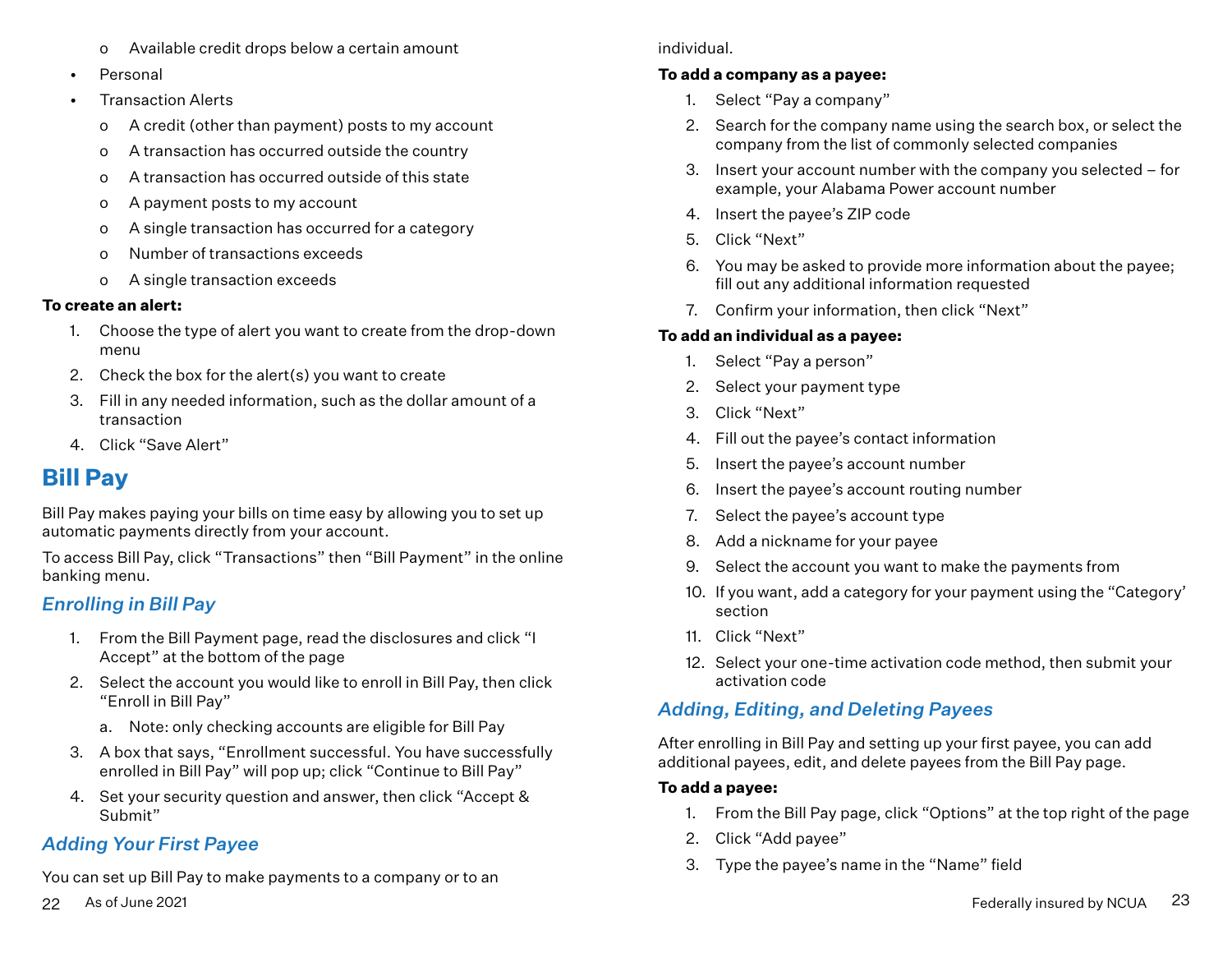- Available credit drops below a certain amount
- Personal
- Transaction Alerts
    - A credit (other than payment) posts to my account
    - A transaction has occurred outside the country
    - A transaction has occurred outside of this state
    - A payment posts to my account
    - A single transaction has occurred for a category
    - Number of transactions exceeds
    - A single transaction exceeds

**To create an alert:**

1. Choose the type of alert you want to create from the drop-down menu
2. Check the box for the alert(s) you want to create
3. Fill in any needed information, such as the dollar amount of a transaction
4. Click "Save Alert"

# Bill Pay

Bill Pay makes paying your bills on time easy by allowing you to set up automatic payments directly from your account.

To access Bill Pay, click "Transactions" then "Bill Payment" in the online banking menu.

## *Enrolling in Bill Pay*

1. From the Bill Payment page, read the disclosures and click "I Accept" at the bottom of the page
2. Select the account you would like to enroll in Bill Pay, then click "Enroll in Bill Pay"
    a. Note: only checking accounts are eligible for Bill Pay
3. A box that says, "Enrollment successful. You have successfully enrolled in Bill Pay" will pop up; click "Continue to Bill Pay"
4. Set your security question and answer, then click "Accept & Submit"

## *Adding Your First Payee*

You can set up Bill Pay to make payments to a company or to an individual.

**To add a company as a payee:**

1. Select "Pay a company"
2. Search for the company name using the search box, or select the company from the list of commonly selected companies
3. Insert your account number with the company you selected – for example, your Alabama Power account number
4. Insert the payee's ZIP code
5. Click "Next"
6. You may be asked to provide more information about the payee; fill out any additional information requested
7. Confirm your information, then click "Next"

**To add an individual as a payee:**

1. Select "Pay a person"
2. Select your payment type
3. Click "Next"
4. Fill out the payee's contact information
5. Insert the payee's account number
6. Insert the payee's account routing number
7. Select the payee's account type
8. Add a nickname for your payee
9. Select the account you want to make the payments from
10. If you want, add a category for your payment using the "Category' section
11. Click "Next"
12. Select your one-time activation code method, then submit your activation code

## *Adding, Editing, and Deleting Payees*

After enrolling in Bill Pay and setting up your first payee, you can add additional payees, edit, and delete payees from the Bill Pay page.

**To add a payee:**

1. From the Bill Pay page, click "Options" at the top right of the page
2. Click "Add payee"
3. Type the payee's name in the "Name" field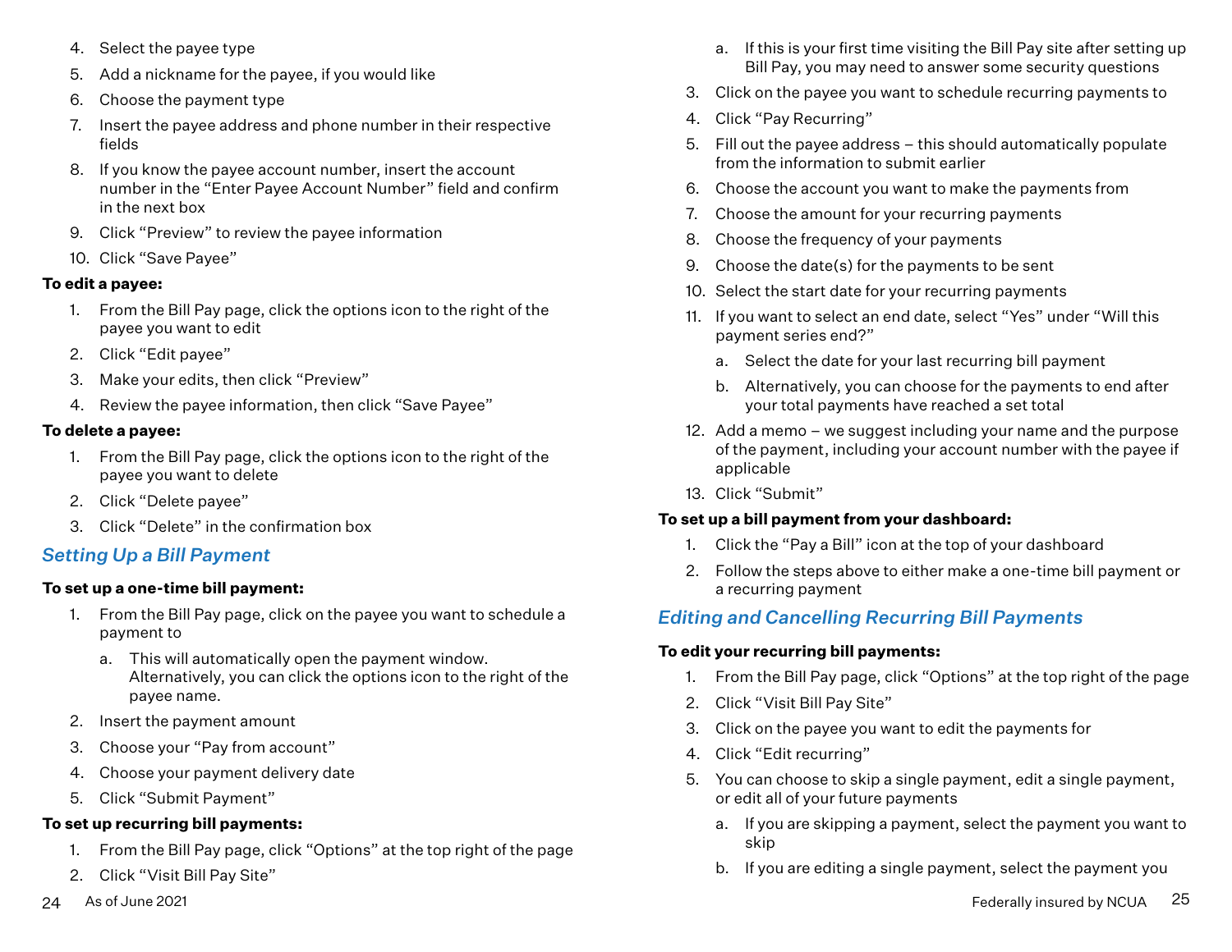4. Select the payee type
5. Add a nickname for the payee, if you would like
6. Choose the payment type
7. Insert the payee address and phone number in their respective fields
8. If you know the payee account number, insert the account number in the "Enter Payee Account Number" field and confirm in the next box
9. Click "Preview" to review the payee information
10. Click "Save Payee"

**To edit a payee:**

1. From the Bill Pay page, click the options icon to the right of the payee you want to edit
2. Click "Edit payee"
3. Make your edits, then click "Preview"
4. Review the payee information, then click "Save Payee"

**To delete a payee:**

1. From the Bill Pay page, click the options icon to the right of the payee you want to delete
2. Click "Delete payee"
3. Click "Delete" in the confirmation box

## *Setting Up a Bill Payment*

**To set up a one-time bill payment:**

1. From the Bill Pay page, click on the payee you want to schedule a payment to
    a. This will automatically open the payment window. Alternatively, you can click the options icon to the right of the payee name.
2. Insert the payment amount
3. Choose your "Pay from account"
4. Choose your payment delivery date
5. Click "Submit Payment"

**To set up recurring bill payments:**

1. From the Bill Pay page, click "Options" at the top right of the page
2. Click "Visit Bill Pay Site"
    a. If this is your first time visiting the Bill Pay site after setting up Bill Pay, you may need to answer some security questions
3. Click on the payee you want to schedule recurring payments to
4. Click "Pay Recurring"
5. Fill out the payee address – this should automatically populate from the information to submit earlier
6. Choose the account you want to make the payments from
7. Choose the amount for your recurring payments
8. Choose the frequency of your payments
9. Choose the date(s) for the payments to be sent
10. Select the start date for your recurring payments
11. If you want to select an end date, select "Yes" under "Will this payment series end?"
    a. Select the date for your last recurring bill payment
    b. Alternatively, you can choose for the payments to end after your total payments have reached a set total
12. Add a memo – we suggest including your name and the purpose of the payment, including your account number with the payee if applicable
13. Click "Submit"

**To set up a bill payment from your dashboard:**

1. Click the "Pay a Bill" icon at the top of your dashboard
2. Follow the steps above to either make a one-time bill payment or a recurring payment

## *Editing and Cancelling Recurring Bill Payments*

**To edit your recurring bill payments:**

1. From the Bill Pay page, click "Options" at the top right of the page
2. Click "Visit Bill Pay Site"
3. Click on the payee you want to edit the payments for
4. Click "Edit recurring"
5. You can choose to skip a single payment, edit a single payment, or edit all of your future payments
    a. If you are skipping a payment, select the payment you want to skip
    b. If you are editing a single payment, select the payment you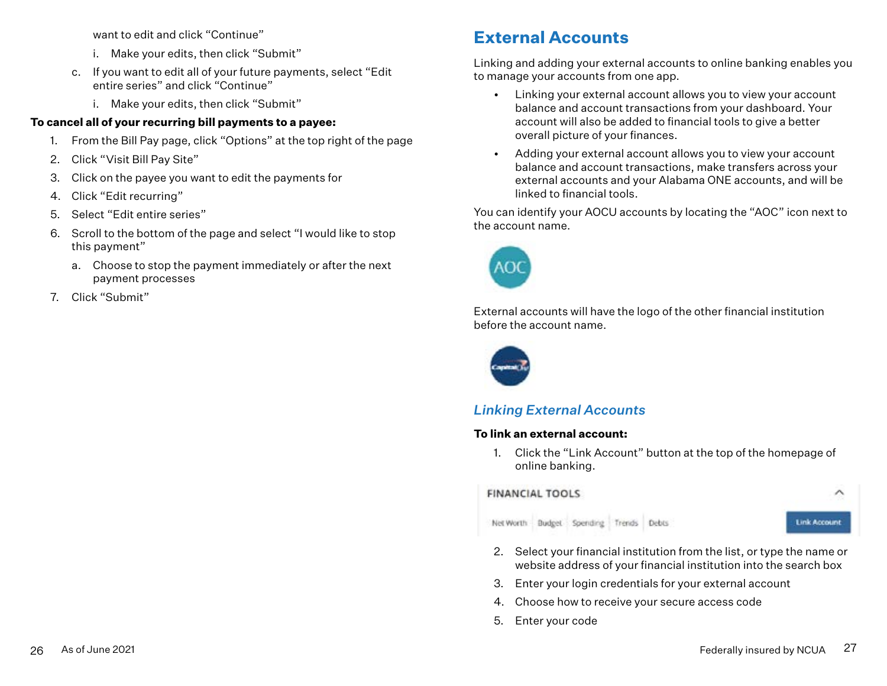want to edit and click "Continue"

   i. Make your edits, then click "Submit"

c. If you want to edit all of your future payments, select "Edit entire series" and click "Continue"

   i. Make your edits, then click "Submit"

**To cancel all of your recurring bill payments to a payee:**

1. From the Bill Pay page, click "Options" at the top right of the page
2. Click "Visit Bill Pay Site"
3. Click on the payee you want to edit the payments for
4. Click "Edit recurring"
5. Select "Edit entire series"
6. Scroll to the bottom of the page and select "I would like to stop this payment"
   a. Choose to stop the payment immediately or after the next payment processes
7. Click "Submit"

## External Accounts

Linking and adding your external accounts to online banking enables you to manage your accounts from one app.

- Linking your external account allows you to view your account balance and account transactions from your dashboard. Your account will also be added to financial tools to give a better overall picture of your finances.
- Adding your external account allows you to view your account balance and account transactions, make transfers across your external accounts and your Alabama ONE accounts, and will be linked to financial tools.

You can identify your AOCU accounts by locating the "AOC" icon next to the account name.

External accounts will have the logo of the other financial institution before the account name.

### *Linking External Accounts*

**To link an external account:**

1. Click the "Link Account" button at the top of the homepage of online banking.
2. Select your financial institution from the list, or type the name or website address of your financial institution into the search box
3. Enter your login credentials for your external account
4. Choose how to receive your secure access code
5. Enter your code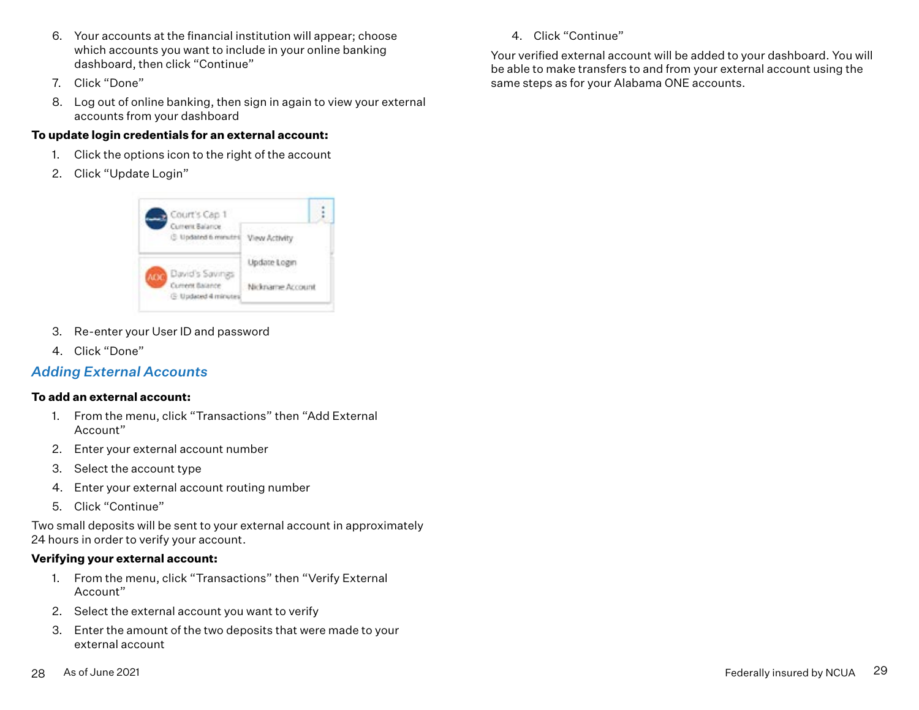6. Your accounts at the financial institution will appear; choose which accounts you want to include in your online banking dashboard, then click "Continue"
7. Click "Done"
8. Log out of online banking, then sign in again to view your external accounts from your dashboard

**To update login credentials for an external account:**

1. Click the options icon to the right of the account
2. Click "Update Login"
3. Re-enter your User ID and password
4. Click "Done"

## *Adding External Accounts*

**To add an external account:**

1. From the menu, click "Transactions" then "Add External Account"
2. Enter your external account number
3. Select the account type
4. Enter your external account routing number
5. Click "Continue"

Two small deposits will be sent to your external account in approximately 24 hours in order to verify your account.

**Verifying your external account:**

1. From the menu, click "Transactions" then "Verify External Account"
2. Select the external account you want to verify
3. Enter the amount of the two deposits that were made to your external account
4. Click "Continue"

Your verified external account will be added to your dashboard. You will be able to make transfers to and from your external account using the same steps as for your Alabama ONE accounts.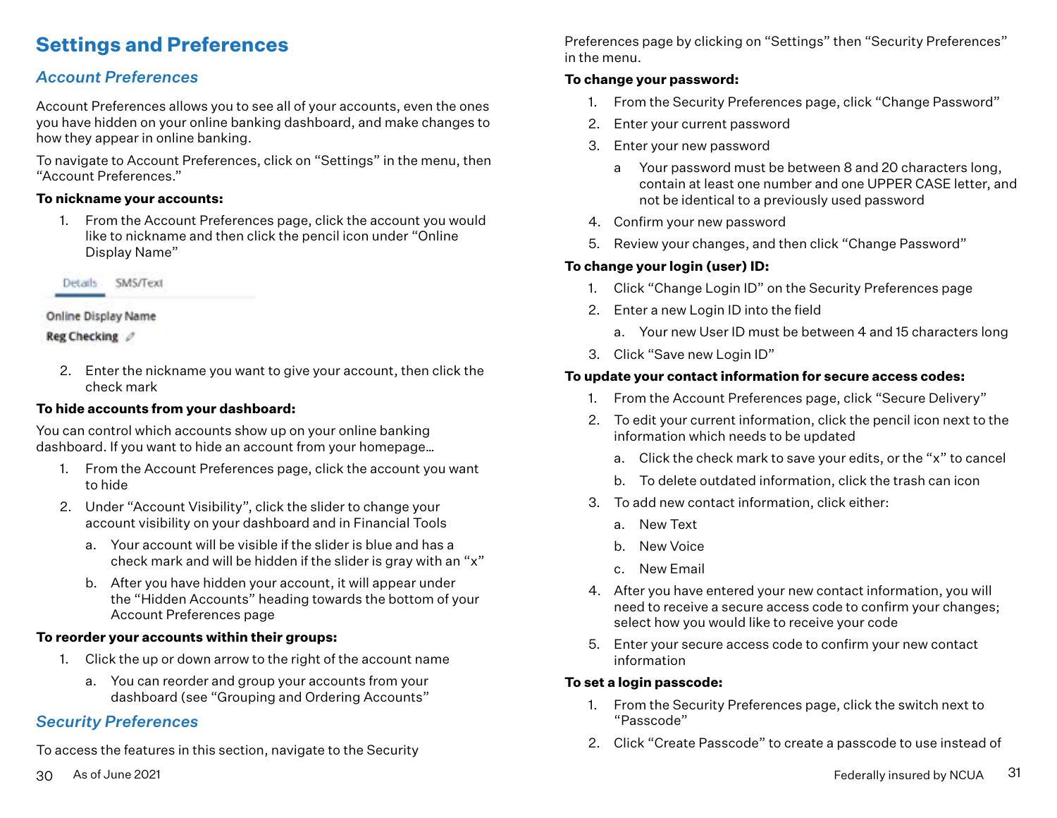# Settings and Preferences

## *Account Preferences*

Account Preferences allows you to see all of your accounts, even the ones you have hidden on your online banking dashboard, and make changes to how they appear in online banking.

To navigate to Account Preferences, click on "Settings" in the menu, then "Account Preferences."

**To nickname your accounts:**

1. From the Account Preferences page, click the account you would like to nickname and then click the pencil icon under "Online Display Name"

Details SMS/Text

Online Display Name

Reg Checking

2. Enter the nickname you want to give your account, then click the check mark

**To hide accounts from your dashboard:**

You can control which accounts show up on your online banking dashboard. If you want to hide an account from your homepage…

1. From the Account Preferences page, click the account you want to hide
2. Under "Account Visibility", click the slider to change your account visibility on your dashboard and in Financial Tools
   a. Your account will be visible if the slider is blue and has a check mark and will be hidden if the slider is gray with an "x"
   b. After you have hidden your account, it will appear under the "Hidden Accounts" heading towards the bottom of your Account Preferences page

**To reorder your accounts within their groups:**

1. Click the up or down arrow to the right of the account name
   a. You can reorder and group your accounts from your dashboard (see "Grouping and Ordering Accounts"

## *Security Preferences*

To access the features in this section, navigate to the Security Preferences page by clicking on "Settings" then "Security Preferences" in the menu.

**To change your password:**

1. From the Security Preferences page, click "Change Password"
2. Enter your current password
3. Enter your new password
   a Your password must be between 8 and 20 characters long, contain at least one number and one UPPER CASE letter, and not be identical to a previously used password
4. Confirm your new password
5. Review your changes, and then click "Change Password"

**To change your login (user) ID:**

1. Click "Change Login ID" on the Security Preferences page
2. Enter a new Login ID into the field
   a. Your new User ID must be between 4 and 15 characters long
3. Click "Save new Login ID"

**To update your contact information for secure access codes:**

1. From the Account Preferences page, click "Secure Delivery"
2. To edit your current information, click the pencil icon next to the information which needs to be updated
   a. Click the check mark to save your edits, or the "x" to cancel
   b. To delete outdated information, click the trash can icon
3. To add new contact information, click either:
   a. New Text
   b. New Voice
   c. New Email
4. After you have entered your new contact information, you will need to receive a secure access code to confirm your changes; select how you would like to receive your code
5. Enter your secure access code to confirm your new contact information

**To set a login passcode:**

1. From the Security Preferences page, click the switch next to "Passcode"
2. Click "Create Passcode" to create a passcode to use instead of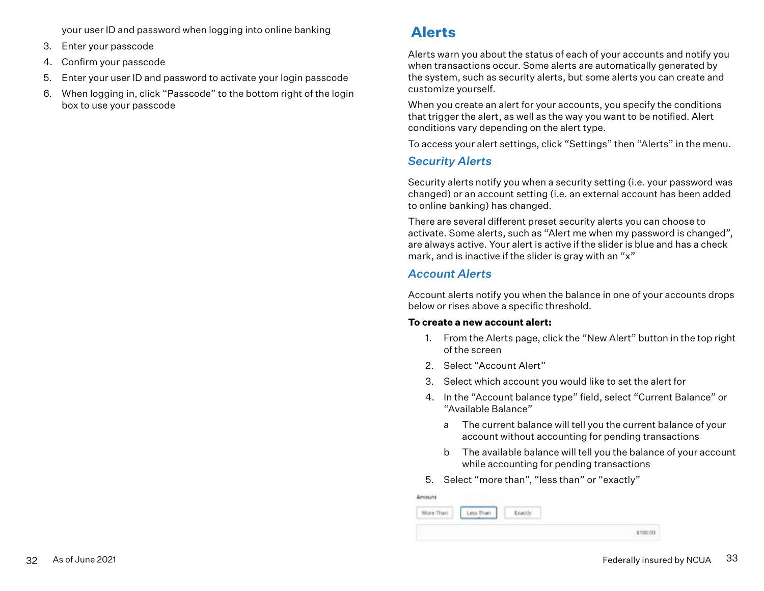your user ID and password when logging into online banking

3. Enter your passcode
4. Confirm your passcode
5. Enter your user ID and password to activate your login passcode
6. When logging in, click "Passcode" to the bottom right of the login box to use your passcode

# Alerts

Alerts warn you about the status of each of your accounts and notify you when transactions occur. Some alerts are automatically generated by the system, such as security alerts, but some alerts you can create and customize yourself.

When you create an alert for your accounts, you specify the conditions that trigger the alert, as well as the way you want to be notified. Alert conditions vary depending on the alert type.

To access your alert settings, click "Settings" then "Alerts" in the menu.

## *Security Alerts*

Security alerts notify you when a security setting (i.e. your password was changed) or an account setting (i.e. an external account has been added to online banking) has changed.

There are several different preset security alerts you can choose to activate. Some alerts, such as "Alert me when my password is changed", are always active. Your alert is active if the slider is blue and has a check mark, and is inactive if the slider is gray with an "x"

## *Account Alerts*

Account alerts notify you when the balance in one of your accounts drops below or rises above a specific threshold.

**To create a new account alert:**

1. From the Alerts page, click the "New Alert" button in the top right of the screen
2. Select "Account Alert"
3. Select which account you would like to set the alert for
4. In the "Account balance type" field, select "Current Balance" or "Available Balance"
   a The current balance will tell you the current balance of your account without accounting for pending transactions
   b The available balance will tell you the balance of your account while accounting for pending transactions
5. Select "more than", "less than" or "exactly"

Amount

More Than | Less Than | Exactly

$100.00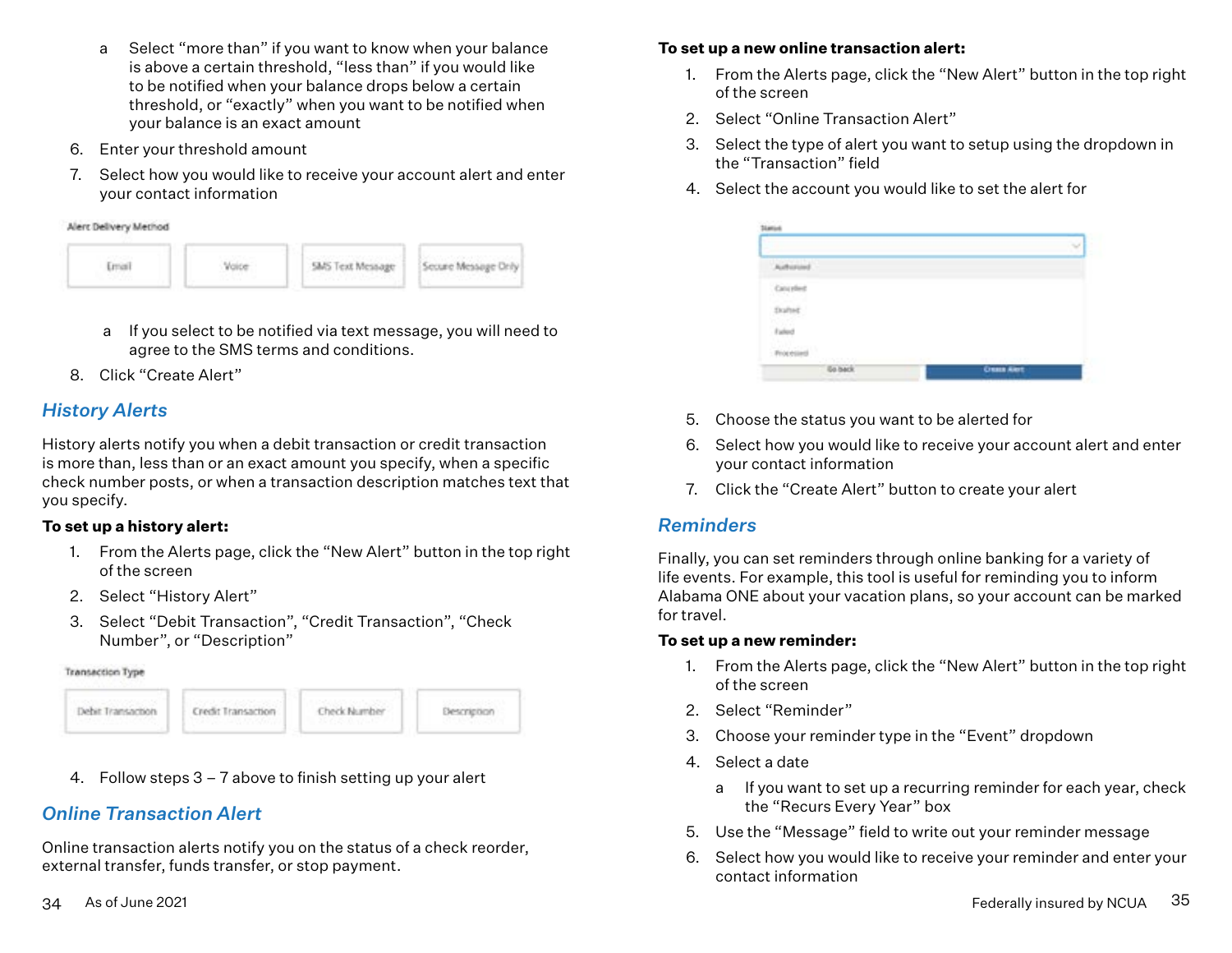a. Select "more than" if you want to know when your balance is above a certain threshold, "less than" if you would like to be notified when your balance drops below a certain threshold, or "exactly" when you want to be notified when your balance is an exact amount

6. Enter your threshold amount
7. Select how you would like to receive your account alert and enter your contact information

Alert Delivery Method

| Email | Voice | SMS Text Message | Secure Message Only |
|---|---|---|---|

a. If you select to be notified via text message, you will need to agree to the SMS terms and conditions.

8. Click "Create Alert"

## *History Alerts*

History alerts notify you when a debit transaction or credit transaction is more than, less than or an exact amount you specify, when a specific check number posts, or when a transaction description matches text that you specify.

**To set up a history alert:**

1. From the Alerts page, click the "New Alert" button in the top right of the screen
2. Select "History Alert"
3. Select "Debit Transaction", "Credit Transaction", "Check Number", or "Description"

Transaction Type

| Debit Transaction | Credit Transaction | Check Number | Description |
|---|---|---|---|

4. Follow steps 3 – 7 above to finish setting up your alert

## *Online Transaction Alert*

Online transaction alerts notify you on the status of a check reorder, external transfer, funds transfer, or stop payment.

**To set up a new online transaction alert:**

1. From the Alerts page, click the "New Alert" button in the top right of the screen
2. Select "Online Transaction Alert"
3. Select the type of alert you want to setup using the dropdown in the "Transaction" field
4. Select the account you would like to set the alert for

Status

- Authorized
- Canceled
- Drafted
- Failed
- Processed

Go back | Create Alert

5. Choose the status you want to be alerted for
6. Select how you would like to receive your account alert and enter your contact information
7. Click the "Create Alert" button to create your alert

## *Reminders*

Finally, you can set reminders through online banking for a variety of life events. For example, this tool is useful for reminding you to inform Alabama ONE about your vacation plans, so your account can be marked for travel.

**To set up a new reminder:**

1. From the Alerts page, click the "New Alert" button in the top right of the screen
2. Select "Reminder"
3. Choose your reminder type in the "Event" dropdown
4. Select a date
   a. If you want to set up a recurring reminder for each year, check the "Recurs Every Year" box
5. Use the "Message" field to write out your reminder message
6. Select how you would like to receive your reminder and enter your contact information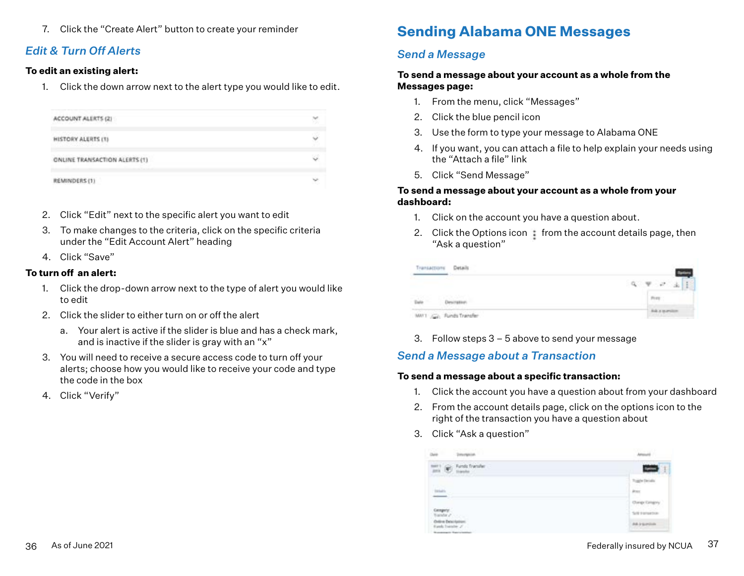7. Click the “Create Alert” button to create your reminder

### *Edit & Turn Off Alerts*

**To edit an existing alert:**

1. Click the down arrow next to the alert type you would like to edit.

ACCOUNT ALERTS (2)
HISTORY ALERTS (1)
ONLINE TRANSACTION ALERTS (1)
REMINDERS (1)

2. Click “Edit” next to the specific alert you want to edit
3. To make changes to the criteria, click on the specific criteria under the “Edit Account Alert” heading
4. Click “Save”

**To turn off an alert:**

1. Click the drop-down arrow next to the type of alert you would like to edit
2. Click the slider to either turn on or off the alert
   a. Your alert is active if the slider is blue and has a check mark, and is inactive if the slider is gray with an “x”
3. You will need to receive a secure access code to turn off your alerts; choose how you would like to receive your code and type the code in the box
4. Click “Verify”

## Sending Alabama ONE Messages

### *Send a Message*

**To send a message about your account as a whole from the Messages page:**

1. From the menu, click “Messages”
2. Click the blue pencil icon
3. Use the form to type your message to Alabama ONE
4. If you want, you can attach a file to help explain your needs using the “Attach a file” link
5. Click “Send Message”

**To send a message about your account as a whole from your dashboard:**

1. Click on the account you have a question about.
2. Click the Options icon ⋮ from the account details page, then “Ask a question”
3. Follow steps 3 – 5 above to send your message

### *Send a Message about a Transaction*

**To send a message about a specific transaction:**

1. Click the account you have a question about from your dashboard
2. From the account details page, click on the options icon to the right of the transaction you have a question about
3. Click “Ask a question”

As of June 2021

Federally insured by NCUA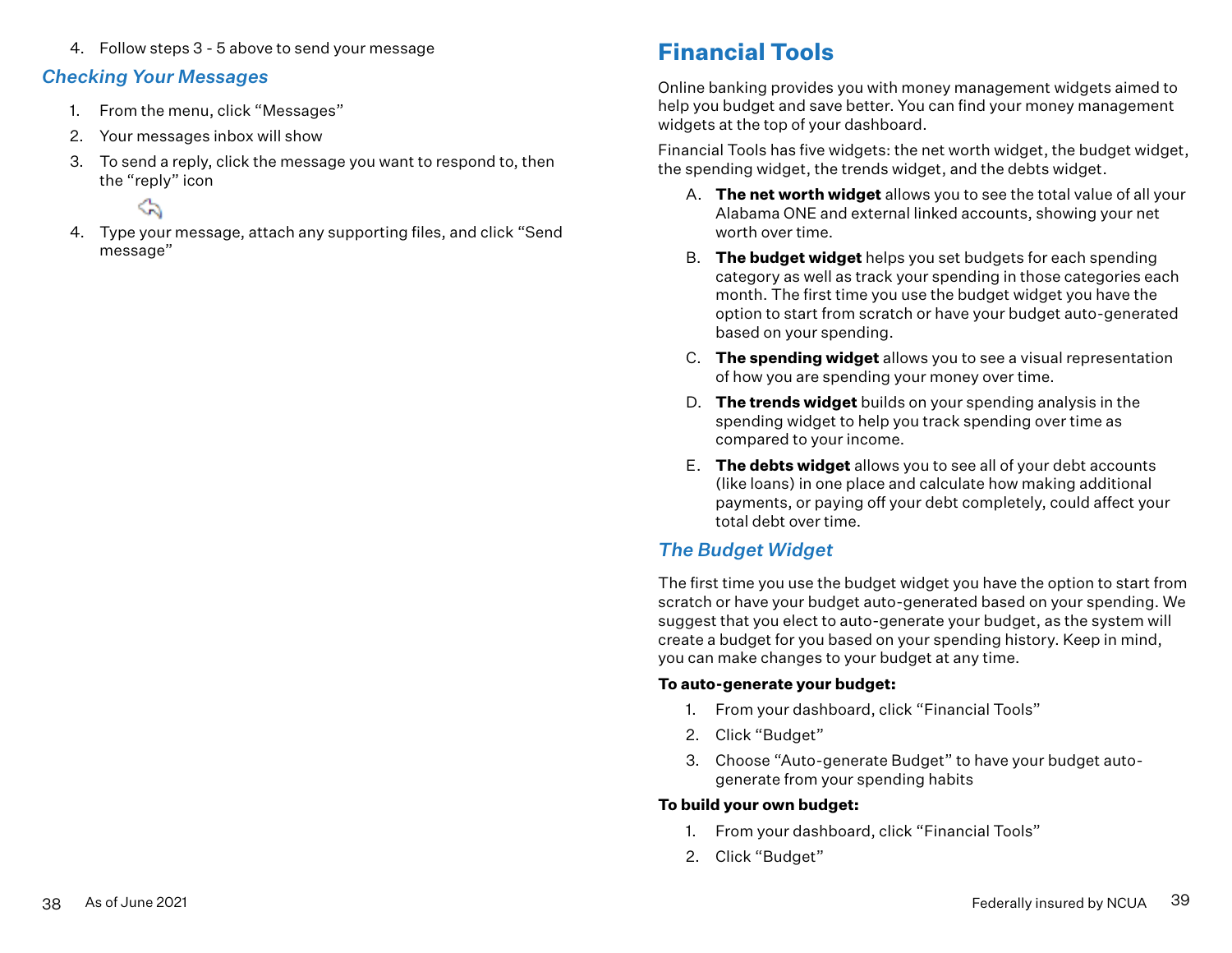4. Follow steps 3 - 5 above to send your message

### *Checking Your Messages*

1. From the menu, click "Messages"
2. Your messages inbox will show
3. To send a reply, click the message you want to respond to, then the "reply" icon
4. Type your message, attach any supporting files, and click "Send message"

## Financial Tools

Online banking provides you with money management widgets aimed to help you budget and save better. You can find your money management widgets at the top of your dashboard.

Financial Tools has five widgets: the net worth widget, the budget widget, the spending widget, the trends widget, and the debts widget.

A. **The net worth widget** allows you to see the total value of all your Alabama ONE and external linked accounts, showing your net worth over time.

B. **The budget widget** helps you set budgets for each spending category as well as track your spending in those categories each month. The first time you use the budget widget you have the option to start from scratch or have your budget auto-generated based on your spending.

C. **The spending widget** allows you to see a visual representation of how you are spending your money over time.

D. **The trends widget** builds on your spending analysis in the spending widget to help you track spending over time as compared to your income.

E. **The debts widget** allows you to see all of your debt accounts (like loans) in one place and calculate how making additional payments, or paying off your debt completely, could affect your total debt over time.

### *The Budget Widget*

The first time you use the budget widget you have the option to start from scratch or have your budget auto-generated based on your spending. We suggest that you elect to auto-generate your budget, as the system will create a budget for you based on your spending history. Keep in mind, you can make changes to your budget at any time.

**To auto-generate your budget:**

1. From your dashboard, click "Financial Tools"
2. Click "Budget"
3. Choose "Auto-generate Budget" to have your budget auto-generate from your spending habits

**To build your own budget:**

1. From your dashboard, click "Financial Tools"
2. Click "Budget"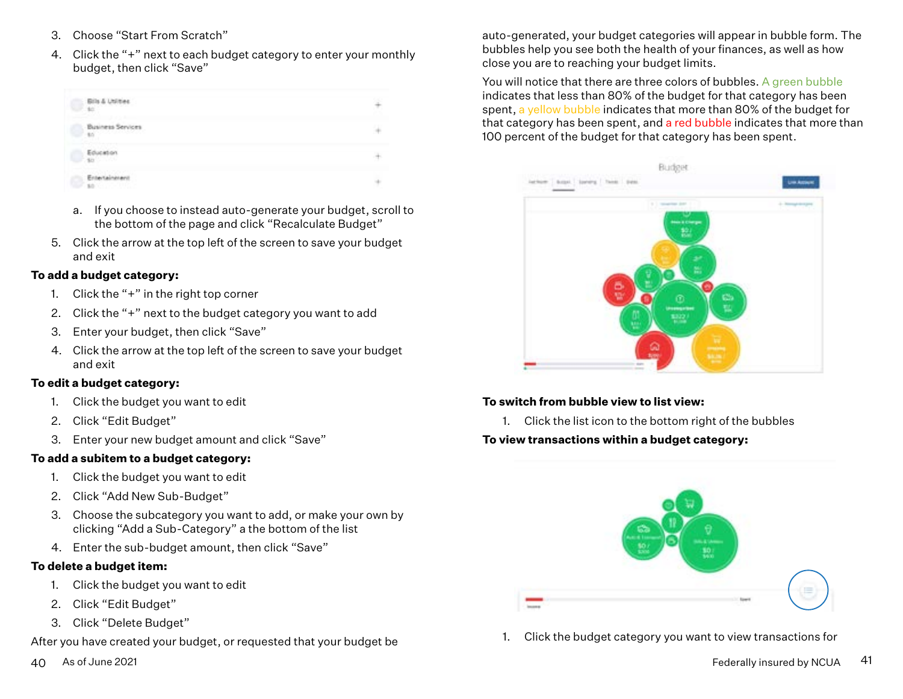3. Choose "Start From Scratch"
4. Click the "+" next to each budget category to enter your monthly budget, then click "Save"

   a. If you choose to instead auto-generate your budget, scroll to the bottom of the page and click "Recalculate Budget"

5. Click the arrow at the top left of the screen to save your budget and exit

**To add a budget category:**

1. Click the "+" in the right top corner
2. Click the "+" next to the budget category you want to add
3. Enter your budget, then click "Save"
4. Click the arrow at the top left of the screen to save your budget and exit

**To edit a budget category:**

1. Click the budget you want to edit
2. Click "Edit Budget"
3. Enter your new budget amount and click "Save"

**To add a subitem to a budget category:**

1. Click the budget you want to edit
2. Click "Add New Sub-Budget"
3. Choose the subcategory you want to add, or make your own by clicking "Add a Sub-Category" a the bottom of the list
4. Enter the sub-budget amount, then click "Save"

**To delete a budget item:**

1. Click the budget you want to edit
2. Click "Edit Budget"
3. Click "Delete Budget"

After you have created your budget, or requested that your budget be auto-generated, your budget categories will appear in bubble form. The bubbles help you see both the health of your finances, as well as how close you are to reaching your budget limits.

You will notice that there are three colors of bubbles. A green bubble indicates that less than 80% of the budget for that category has been spent, a yellow bubble indicates that more than 80% of the budget for that category has been spent, and a red bubble indicates that more than 100 percent of the budget for that category has been spent.

**To switch from bubble view to list view:**

1. Click the list icon to the bottom right of the bubbles

**To view transactions within a budget category:**

1. Click the budget category you want to view transactions for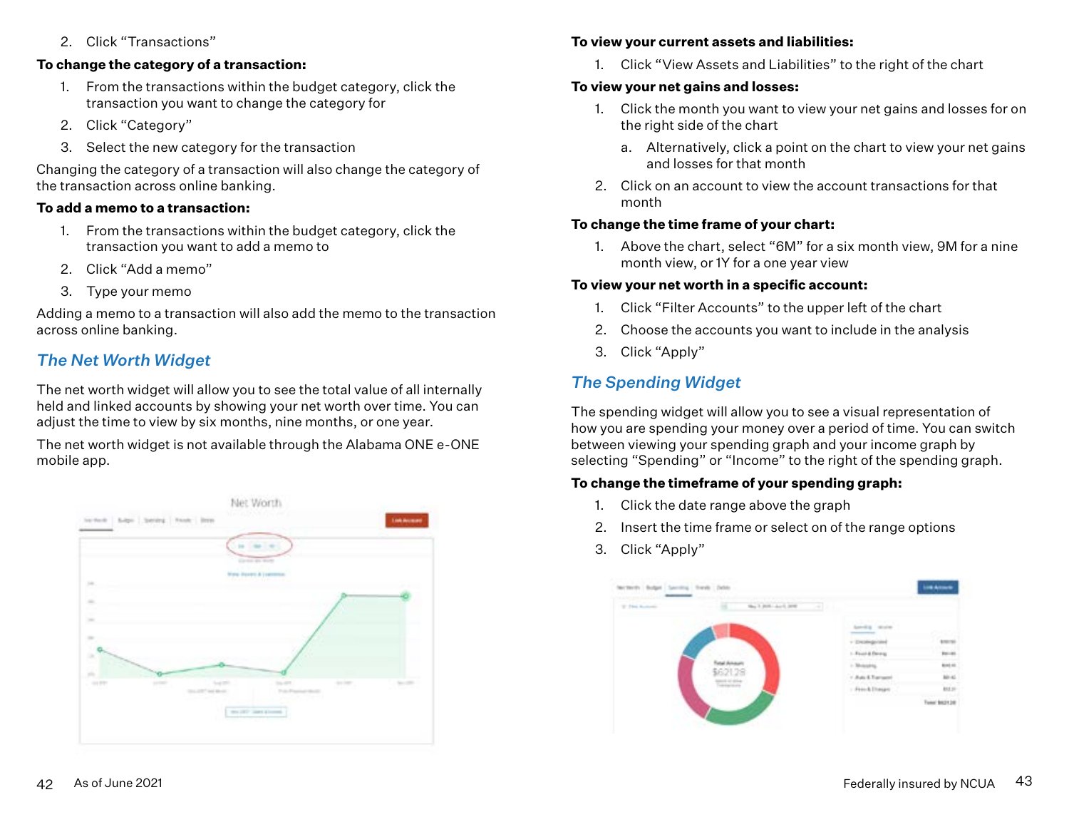2. Click "Transactions"

**To change the category of a transaction:**

1. From the transactions within the budget category, click the transaction you want to change the category for
2. Click "Category"
3. Select the new category for the transaction

Changing the category of a transaction will also change the category of the transaction across online banking.

**To add a memo to a transaction:**

1. From the transactions within the budget category, click the transaction you want to add a memo to
2. Click "Add a memo"
3. Type your memo

Adding a memo to a transaction will also add the memo to the transaction across online banking.

## *The Net Worth Widget*

The net worth widget will allow you to see the total value of all internally held and linked accounts by showing your net worth over time. You can adjust the time to view by six months, nine months, or one year.

The net worth widget is not available through the Alabama ONE e-ONE mobile app.

**To view your current assets and liabilities:**

1. Click "View Assets and Liabilities" to the right of the chart

**To view your net gains and losses:**

1. Click the month you want to view your net gains and losses for on the right side of the chart
   a. Alternatively, click a point on the chart to view your net gains and losses for that month
2. Click on an account to view the account transactions for that month

**To change the time frame of your chart:**

1. Above the chart, select "6M" for a six month view, 9M for a nine month view, or 1Y for a one year view

**To view your net worth in a specific account:**

1. Click "Filter Accounts" to the upper left of the chart
2. Choose the accounts you want to include in the analysis
3. Click "Apply"

## *The Spending Widget*

The spending widget will allow you to see a visual representation of how you are spending your money over a period of time. You can switch between viewing your spending graph and your income graph by selecting "Spending" or "Income" to the right of the spending graph.

**To change the timeframe of your spending graph:**

1. Click the date range above the graph
2. Insert the time frame or select on of the range options
3. Click "Apply"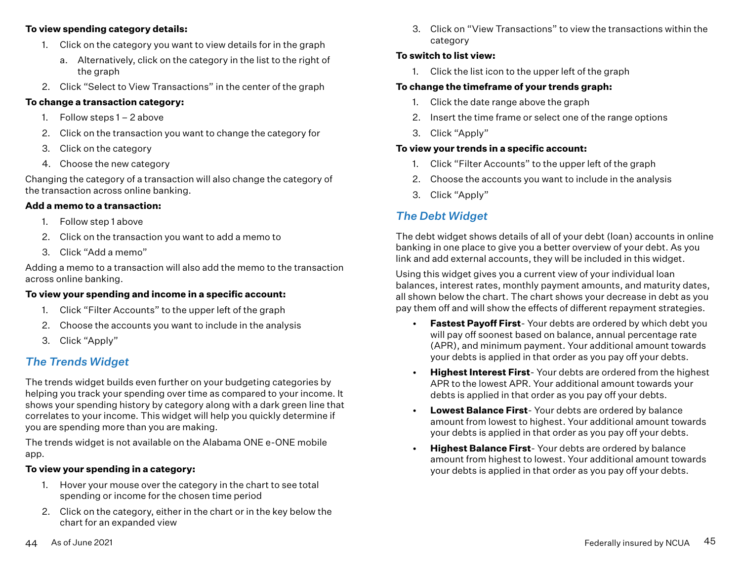**To view spending category details:**

1. Click on the category you want to view details for in the graph
    a. Alternatively, click on the category in the list to the right of the graph
2. Click "Select to View Transactions" in the center of the graph

**To change a transaction category:**

1. Follow steps 1 – 2 above
2. Click on the transaction you want to change the category for
3. Click on the category
4. Choose the new category

Changing the category of a transaction will also change the category of the transaction across online banking.

**Add a memo to a transaction:**

1. Follow step 1 above
2. Click on the transaction you want to add a memo to
3. Click "Add a memo"

Adding a memo to a transaction will also add the memo to the transaction across online banking.

**To view your spending and income in a specific account:**

1. Click "Filter Accounts" to the upper left of the graph
2. Choose the accounts you want to include in the analysis
3. Click "Apply"

## *The Trends Widget*

The trends widget builds even further on your budgeting categories by helping you track your spending over time as compared to your income. It shows your spending history by category along with a dark green line that correlates to your income. This widget will help you quickly determine if you are spending more than you are making.

The trends widget is not available on the Alabama ONE e-ONE mobile app.

**To view your spending in a category:**

1. Hover your mouse over the category in the chart to see total spending or income for the chosen time period
2. Click on the category, either in the chart or in the key below the chart for an expanded view
3. Click on "View Transactions" to view the transactions within the category

**To switch to list view:**

1. Click the list icon to the upper left of the graph

**To change the timeframe of your trends graph:**

1. Click the date range above the graph
2. Insert the time frame or select one of the range options
3. Click "Apply"

**To view your trends in a specific account:**

1. Click "Filter Accounts" to the upper left of the graph
2. Choose the accounts you want to include in the analysis
3. Click "Apply"

## *The Debt Widget*

The debt widget shows details of all of your debt (loan) accounts in online banking in one place to give you a better overview of your debt. As you link and add external accounts, they will be included in this widget.

Using this widget gives you a current view of your individual loan balances, interest rates, monthly payment amounts, and maturity dates, all shown below the chart. The chart shows your decrease in debt as you pay them off and will show the effects of different repayment strategies.

- **Fastest Payoff First**- Your debts are ordered by which debt you will pay off soonest based on balance, annual percentage rate (APR), and minimum payment. Your additional amount towards your debts is applied in that order as you pay off your debts.
- **Highest Interest First**- Your debts are ordered from the highest APR to the lowest APR. Your additional amount towards your debts is applied in that order as you pay off your debts.
- **Lowest Balance First**- Your debts are ordered by balance amount from lowest to highest. Your additional amount towards your debts is applied in that order as you pay off your debts.
- **Highest Balance First**- Your debts are ordered by balance amount from highest to lowest. Your additional amount towards your debts is applied in that order as you pay off your debts.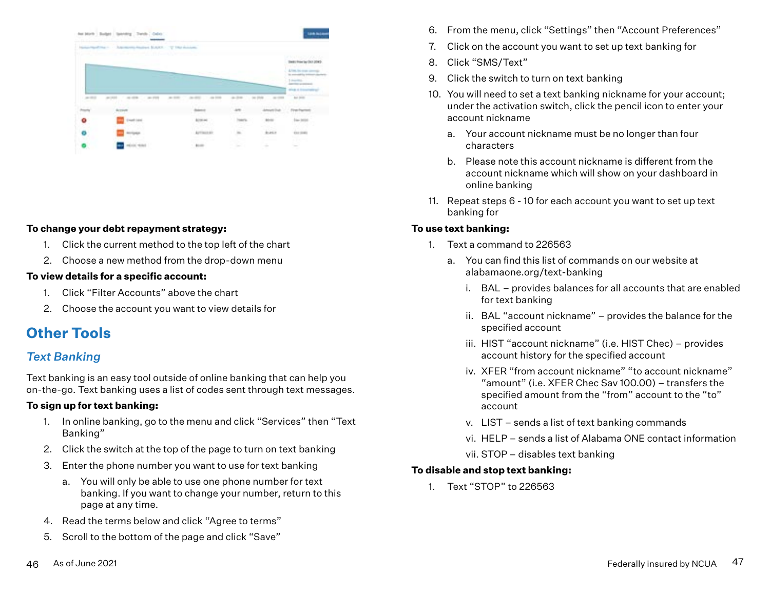**To change your debt repayment strategy:**

1. Click the current method to the top left of the chart
2. Choose a new method from the drop-down menu

**To view details for a specific account:**

1. Click "Filter Accounts" above the chart
2. Choose the account you want to view details for

# Other Tools

## *Text Banking*

Text banking is an easy tool outside of online banking that can help you on-the-go. Text banking uses a list of codes sent through text messages.

**To sign up for text banking:**

1. In online banking, go to the menu and click "Services" then "Text Banking"
2. Click the switch at the top of the page to turn on text banking
3. Enter the phone number you want to use for text banking
    a. You will only be able to use one phone number for text banking. If you want to change your number, return to this page at any time.
4. Read the terms below and click "Agree to terms"
5. Scroll to the bottom of the page and click "Save"
6. From the menu, click "Settings" then "Account Preferences"
7. Click on the account you want to set up text banking for
8. Click "SMS/Text"
9. Click the switch to turn on text banking
10. You will need to set a text banking nickname for your account; under the activation switch, click the pencil icon to enter your account nickname
    a. Your account nickname must be no longer than four characters
    b. Please note this account nickname is different from the account nickname which will show on your dashboard in online banking
11. Repeat steps 6 - 10 for each account you want to set up text banking for

**To use text banking:**

1. Text a command to 226563
    a. You can find this list of commands on our website at alabamaone.org/text-banking
        i. BAL – provides balances for all accounts that are enabled for text banking
        ii. BAL "account nickname" – provides the balance for the specified account
        iii. HIST "account nickname" (i.e. HIST Chec) – provides account history for the specified account
        iv. XFER "from account nickname" "to account nickname" "amount" (i.e. XFER Chec Sav 100.00) – transfers the specified amount from the "from" account to the "to" account
        v. LIST – sends a list of text banking commands
        vi. HELP – sends a list of Alabama ONE contact information
        vii. STOP – disables text banking

**To disable and stop text banking:**

1. Text "STOP" to 226563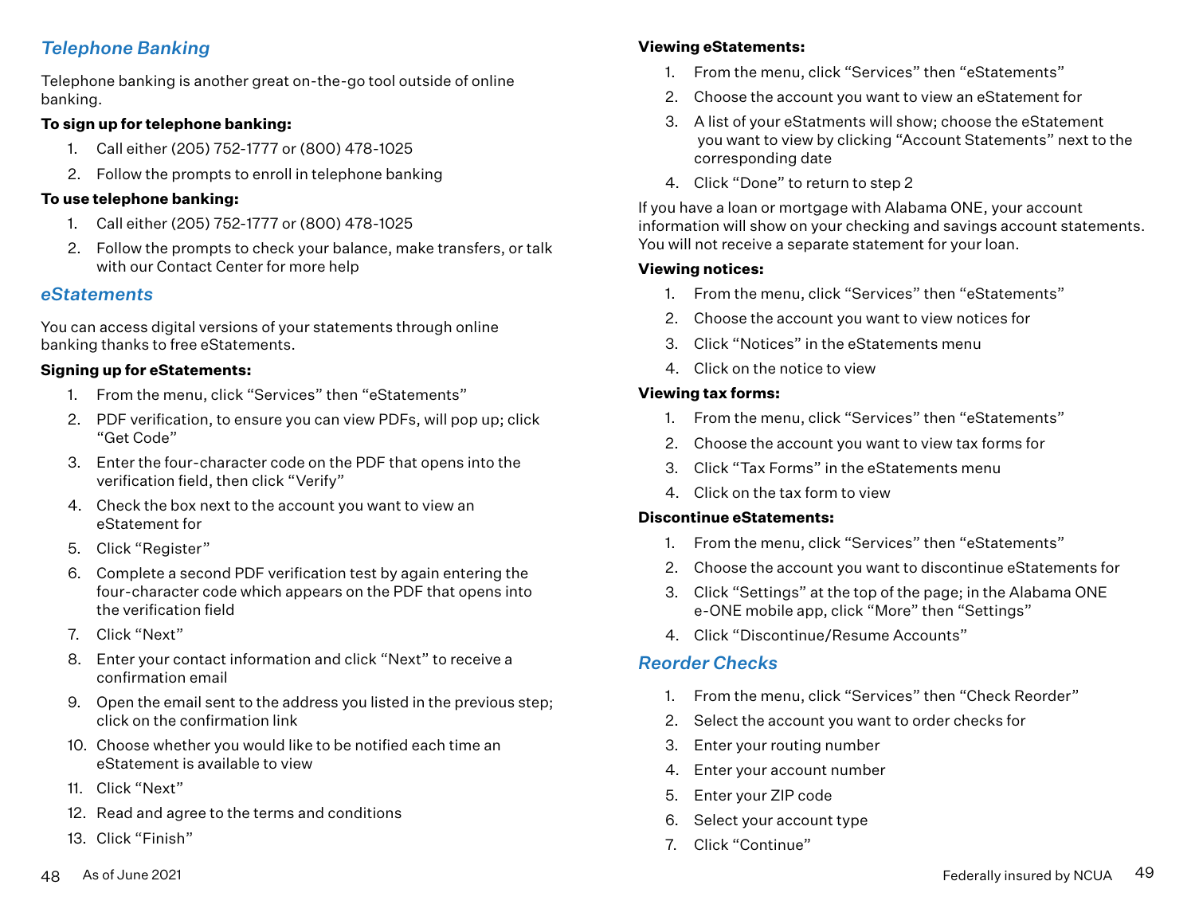## *Telephone Banking*

Telephone banking is another great on-the-go tool outside of online banking.

**To sign up for telephone banking:**

1. Call either (205) 752-1777 or (800) 478-1025
2. Follow the prompts to enroll in telephone banking

**To use telephone banking:**

1. Call either (205) 752-1777 or (800) 478-1025
2. Follow the prompts to check your balance, make transfers, or talk with our Contact Center for more help

## *eStatements*

You can access digital versions of your statements through online banking thanks to free eStatements.

**Signing up for eStatements:**

1. From the menu, click “Services” then “eStatements”
2. PDF verification, to ensure you can view PDFs, will pop up; click “Get Code”
3. Enter the four-character code on the PDF that opens into the verification field, then click “Verify”
4. Check the box next to the account you want to view an eStatement for
5. Click “Register”
6. Complete a second PDF verification test by again entering the four-character code which appears on the PDF that opens into the verification field
7. Click “Next”
8. Enter your contact information and click “Next” to receive a confirmation email
9. Open the email sent to the address you listed in the previous step; click on the confirmation link
10. Choose whether you would like to be notified each time an eStatement is available to view
11. Click “Next”
12. Read and agree to the terms and conditions
13. Click “Finish”

**Viewing eStatements:**

1. From the menu, click “Services” then “eStatements”
2. Choose the account you want to view an eStatement for
3. A list of your eStatments will show; choose the eStatement you want to view by clicking “Account Statements” next to the corresponding date
4. Click “Done” to return to step 2

If you have a loan or mortgage with Alabama ONE, your account information will show on your checking and savings account statements. You will not receive a separate statement for your loan.

**Viewing notices:**

1. From the menu, click “Services” then “eStatements”
2. Choose the account you want to view notices for
3. Click “Notices” in the eStatements menu
4. Click on the notice to view

**Viewing tax forms:**

1. From the menu, click “Services” then “eStatements”
2. Choose the account you want to view tax forms for
3. Click “Tax Forms” in the eStatements menu
4. Click on the tax form to view

**Discontinue eStatements:**

1. From the menu, click “Services” then “eStatements”
2. Choose the account you want to discontinue eStatements for
3. Click “Settings” at the top of the page; in the Alabama ONE e-ONE mobile app, click “More” then “Settings”
4. Click “Discontinue/Resume Accounts”

## *Reorder Checks*

1. From the menu, click “Services” then “Check Reorder”
2. Select the account you want to order checks for
3. Enter your routing number
4. Enter your account number
5. Enter your ZIP code
6. Select your account type
7. Click “Continue”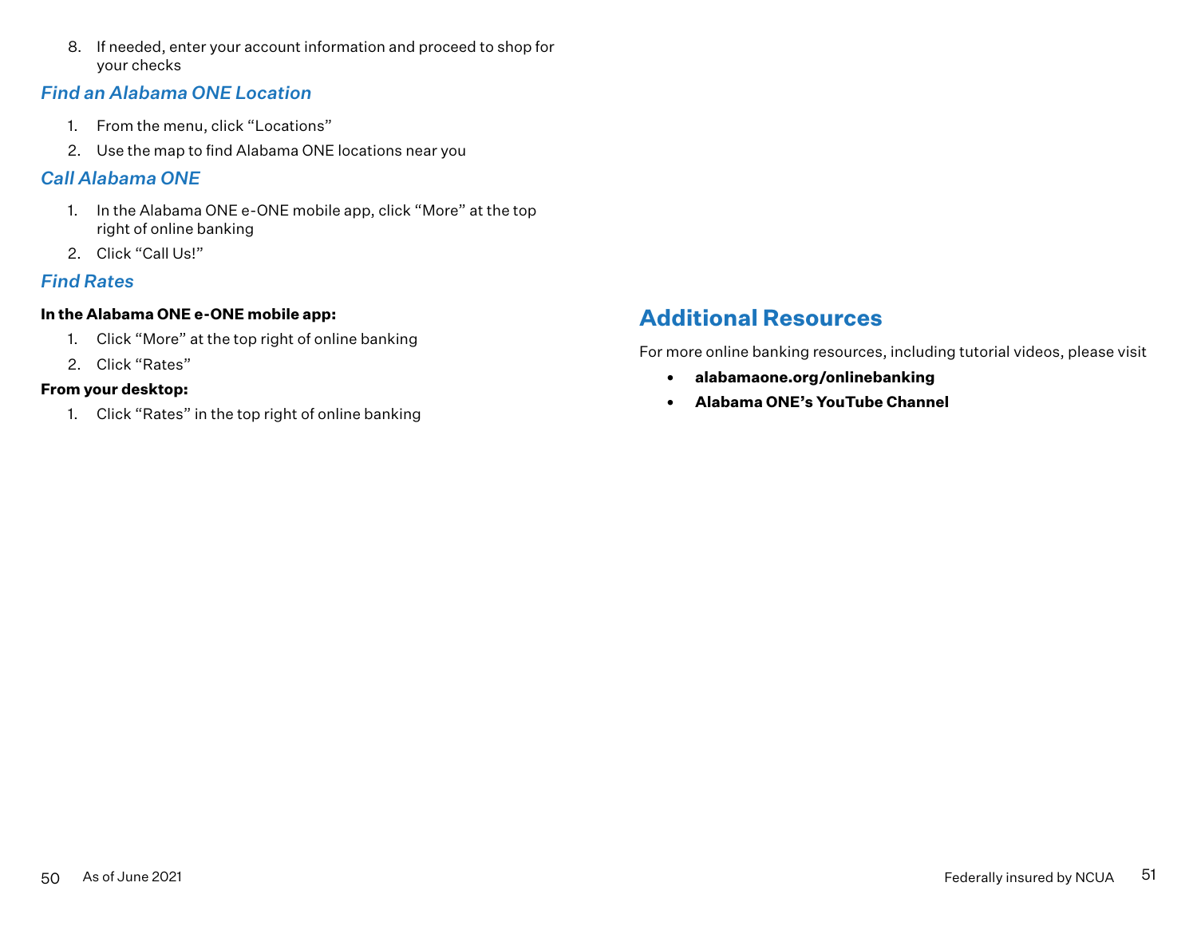8. If needed, enter your account information and proceed to shop for your checks

### *Find an Alabama ONE Location*

1. From the menu, click "Locations"
2. Use the map to find Alabama ONE locations near you

### *Call Alabama ONE*

1. In the Alabama ONE e-ONE mobile app, click "More" at the top right of online banking
2. Click "Call Us!"

### *Find Rates*

**In the Alabama ONE e-ONE mobile app:**

1. Click "More" at the top right of online banking
2. Click "Rates"

**From your desktop:**

1. Click "Rates" in the top right of online banking

## Additional Resources

For more online banking resources, including tutorial videos, please visit

- **alabamaone.org/onlinebanking**
- **Alabama ONE's YouTube Channel**

As of June 2021

Federally insured by NCUA